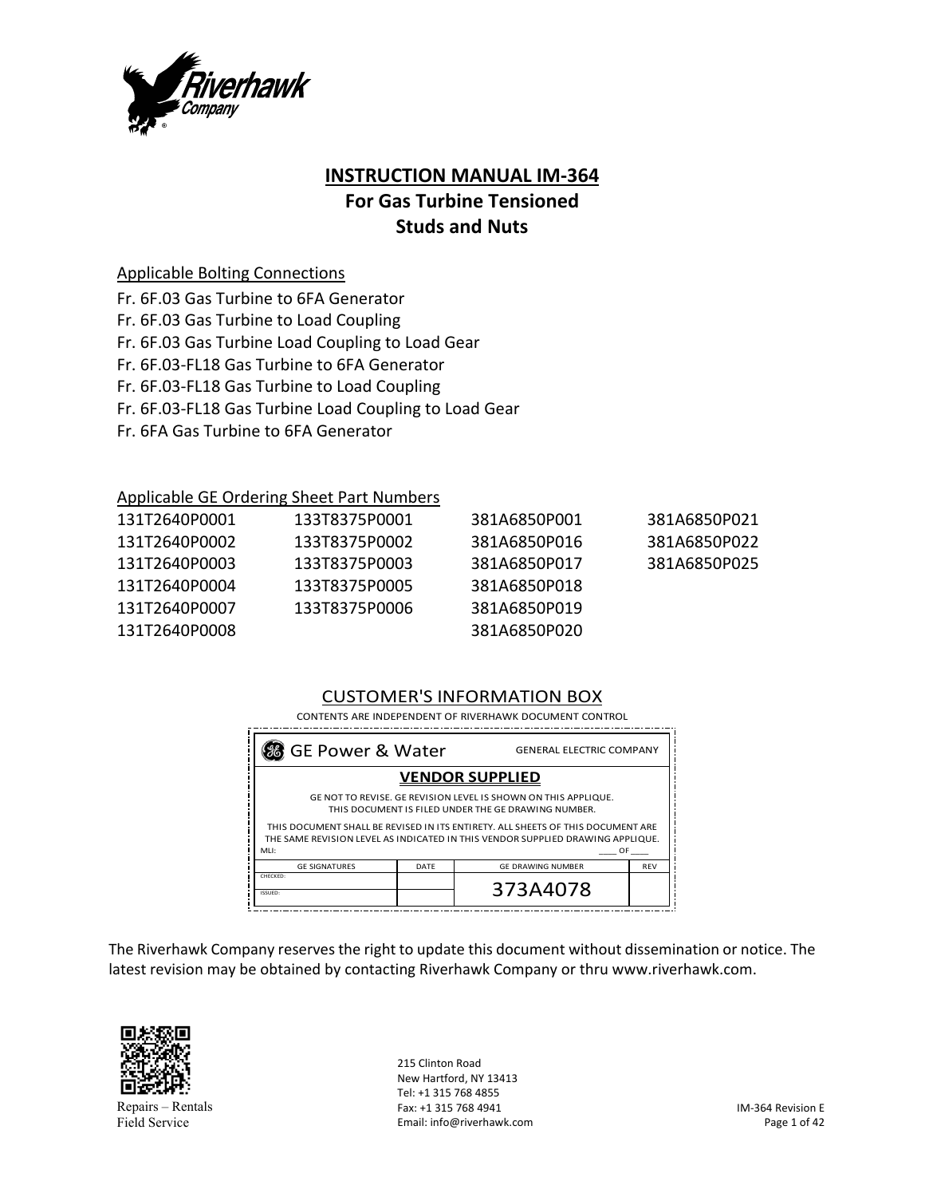# INSTRUCTION MANUAL IM-364
## For Gas Turbine Tensioned Studs and Nuts

Applicable Bolting Connections

Fr. 6F.03 Gas Turbine to 6FA Generator
Fr. 6F.03 Gas Turbine to Load Coupling
Fr. 6F.03 Gas Turbine Load Coupling to Load Gear
Fr. 6F.03-FL18 Gas Turbine to 6FA Generator
Fr. 6F.03-FL18 Gas Turbine to Load Coupling
Fr. 6F.03-FL18 Gas Turbine Load Coupling to Load Gear
Fr. 6FA Gas Turbine to 6FA Generator

Applicable GE Ordering Sheet Part Numbers

| | | | |
|---|---|---|---|
| 131T2640P0001 | 133T8375P0001 | 381A6850P001 | 381A6850P021 |
| 131T2640P0002 | 133T8375P0002 | 381A6850P016 | 381A6850P022 |
| 131T2640P0003 | 133T8375P0003 | 381A6850P017 | 381A6850P025 |
| 131T2640P0004 | 133T8375P0005 | 381A6850P018 | |
| 131T2640P0007 | 133T8375P0006 | 381A6850P019 | |
| 131T2640P0008 | | 381A6850P020 | |

CUSTOMER'S INFORMATION BOX

CONTENTS ARE INDEPENDENT OF RIVERHAWK DOCUMENT CONTROL

GE Power & Water — GENERAL ELECTRIC COMPANY

**VENDOR SUPPLIED**

GE NOT TO REVISE. GE REVISION LEVEL IS SHOWN ON THIS APPLIQUE. THIS DOCUMENT IS FILED UNDER THE GE DRAWING NUMBER.

THIS DOCUMENT SHALL BE REVISED IN ITS ENTIRETY. ALL SHEETS OF THIS DOCUMENT ARE THE SAME REVISION LEVEL AS INDICATED IN THIS VENDOR SUPPLIED DRAWING APPLIQUE.

MLI: ____ OF ____

| GE SIGNATURES | DATE | GE DRAWING NUMBER | REV |
|---|---|---|---|
| CHECKED: | | 373A4078 | |
| ISSUED: | | | |

The Riverhawk Company reserves the right to update this document without dissemination or notice. The latest revision may be obtained by contacting Riverhawk Company or thru www.riverhawk.com.

Repairs – Rentals
Field Service

215 Clinton Road
New Hartford, NY 13413
Tel: +1 315 768 4855
Fax: +1 315 768 4941
Email: info@riverhawk.com

IM-364 Revision E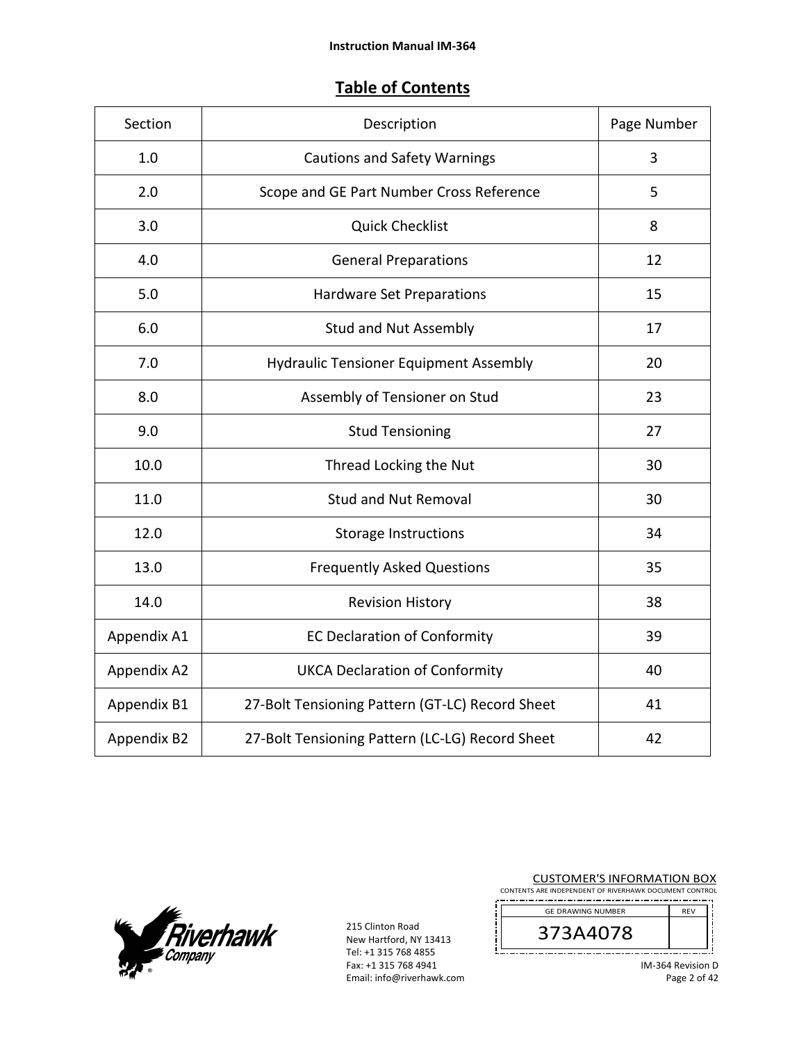## Table of Contents

| Section | Description | Page Number |
|---|---|---|
| 1.0 | Cautions and Safety Warnings | 3 |
| 2.0 | Scope and GE Part Number Cross Reference | 5 |
| 3.0 | Quick Checklist | 8 |
| 4.0 | General Preparations | 12 |
| 5.0 | Hardware Set Preparations | 15 |
| 6.0 | Stud and Nut Assembly | 17 |
| 7.0 | Hydraulic Tensioner Equipment Assembly | 20 |
| 8.0 | Assembly of Tensioner on Stud | 23 |
| 9.0 | Stud Tensioning | 27 |
| 10.0 | Thread Locking the Nut | 30 |
| 11.0 | Stud and Nut Removal | 30 |
| 12.0 | Storage Instructions | 34 |
| 13.0 | Frequently Asked Questions | 35 |
| 14.0 | Revision History | 38 |
| Appendix A1 | EC Declaration of Conformity | 39 |
| Appendix A2 | UKCA Declaration of Conformity | 40 |
| Appendix B1 | 27-Bolt Tensioning Pattern (GT-LC) Record Sheet | 41 |
| Appendix B2 | 27-Bolt Tensioning Pattern (LC-LG) Record Sheet | 42 |

215 Clinton Road
New Hartford, NY 13413
Tel: +1 315 768 4855
Fax: +1 315 768 4941
Email: info@riverhawk.com

CUSTOMER'S INFORMATION BOX
CONTENTS ARE INDEPENDENT OF RIVERHAWK DOCUMENT CONTROL

| GE DRAWING NUMBER | REV |
|---|---|
| 373A4078 | |

IM-364 Revision D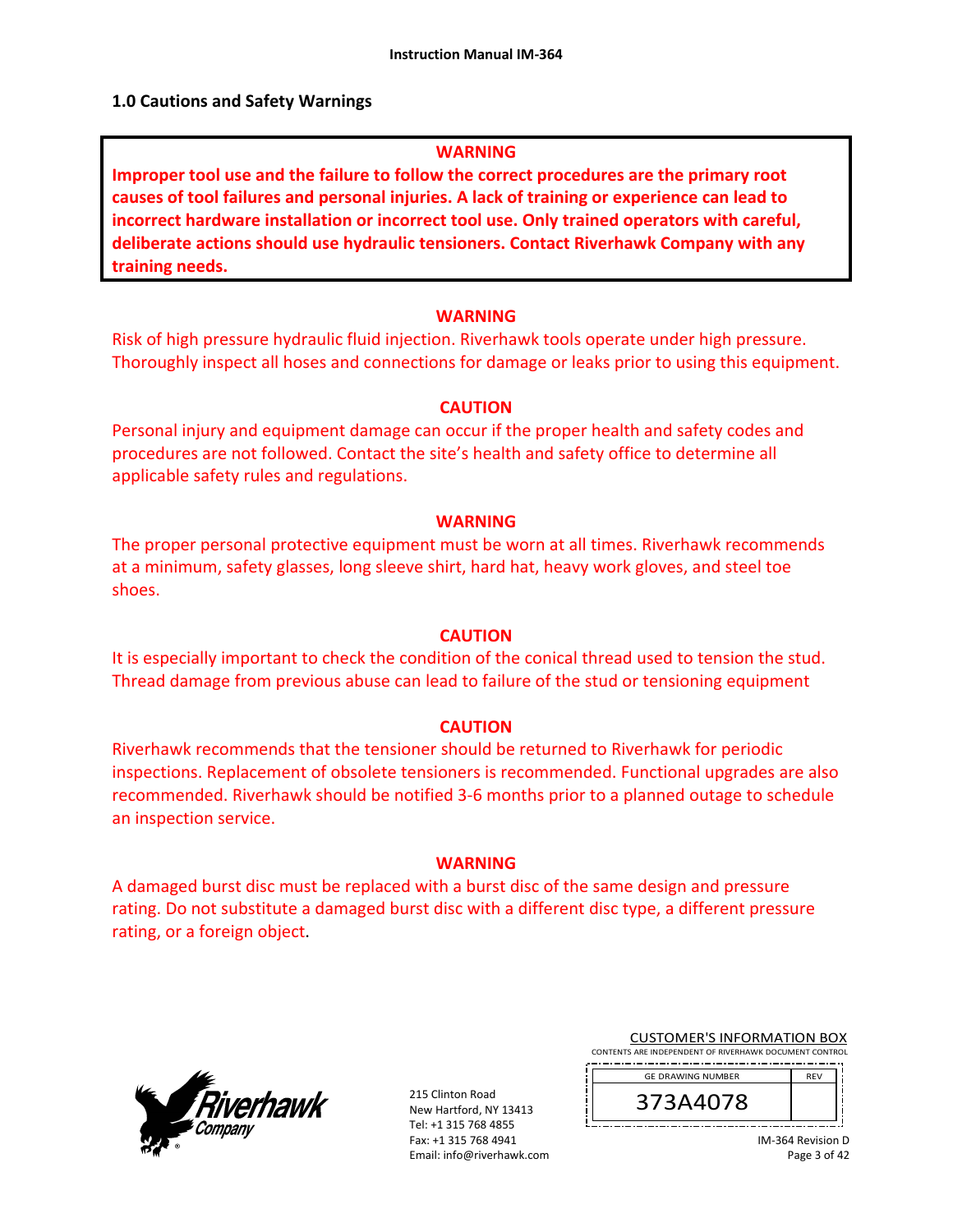## 1.0 Cautions and Safety Warnings

**WARNING**

**Improper tool use and the failure to follow the correct procedures are the primary root causes of tool failures and personal injuries. A lack of training or experience can lead to incorrect hardware installation or incorrect tool use. Only trained operators with careful, deliberate actions should use hydraulic tensioners. Contact Riverhawk Company with any training needs.**

**WARNING**

Risk of high pressure hydraulic fluid injection. Riverhawk tools operate under high pressure. Thoroughly inspect all hoses and connections for damage or leaks prior to using this equipment.

**CAUTION**

Personal injury and equipment damage can occur if the proper health and safety codes and procedures are not followed. Contact the site's health and safety office to determine all applicable safety rules and regulations.

**WARNING**

The proper personal protective equipment must be worn at all times. Riverhawk recommends at a minimum, safety glasses, long sleeve shirt, hard hat, heavy work gloves, and steel toe shoes.

**CAUTION**

It is especially important to check the condition of the conical thread used to tension the stud. Thread damage from previous abuse can lead to failure of the stud or tensioning equipment

**CAUTION**

Riverhawk recommends that the tensioner should be returned to Riverhawk for periodic inspections. Replacement of obsolete tensioners is recommended. Functional upgrades are also recommended. Riverhawk should be notified 3-6 months prior to a planned outage to schedule an inspection service.

**WARNING**

A damaged burst disc must be replaced with a burst disc of the same design and pressure rating. Do not substitute a damaged burst disc with a different disc type, a different pressure rating, or a foreign object.

215 Clinton Road
New Hartford, NY 13413
Tel: +1 315 768 4855
Fax: +1 315 768 4941
Email: info@riverhawk.com

CUSTOMER'S INFORMATION BOX
CONTENTS ARE INDEPENDENT OF RIVERHAWK DOCUMENT CONTROL

| GE DRAWING NUMBER | REV |
|---|---|
| 373A4078 | |

IM-364 Revision D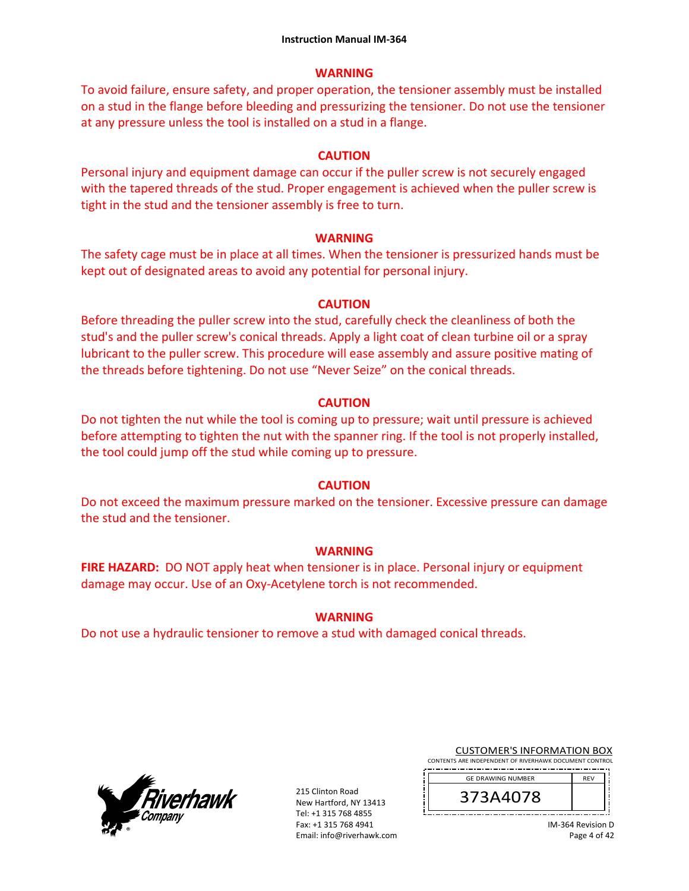### WARNING

To avoid failure, ensure safety, and proper operation, the tensioner assembly must be installed on a stud in the flange before bleeding and pressurizing the tensioner. Do not use the tensioner at any pressure unless the tool is installed on a stud in a flange.

### CAUTION

Personal injury and equipment damage can occur if the puller screw is not securely engaged with the tapered threads of the stud. Proper engagement is achieved when the puller screw is tight in the stud and the tensioner assembly is free to turn.

### WARNING

The safety cage must be in place at all times. When the tensioner is pressurized hands must be kept out of designated areas to avoid any potential for personal injury.

### CAUTION

Before threading the puller screw into the stud, carefully check the cleanliness of both the stud's and the puller screw's conical threads. Apply a light coat of clean turbine oil or a spray lubricant to the puller screw. This procedure will ease assembly and assure positive mating of the threads before tightening. Do not use "Never Seize" on the conical threads.

### CAUTION

Do not tighten the nut while the tool is coming up to pressure; wait until pressure is achieved before attempting to tighten the nut with the spanner ring. If the tool is not properly installed, the tool could jump off the stud while coming up to pressure.

### CAUTION

Do not exceed the maximum pressure marked on the tensioner. Excessive pressure can damage the stud and the tensioner.

### WARNING

**FIRE HAZARD:** DO NOT apply heat when tensioner is in place. Personal injury or equipment damage may occur. Use of an Oxy-Acetylene torch is not recommended.

### WARNING

Do not use a hydraulic tensioner to remove a stud with damaged conical threads.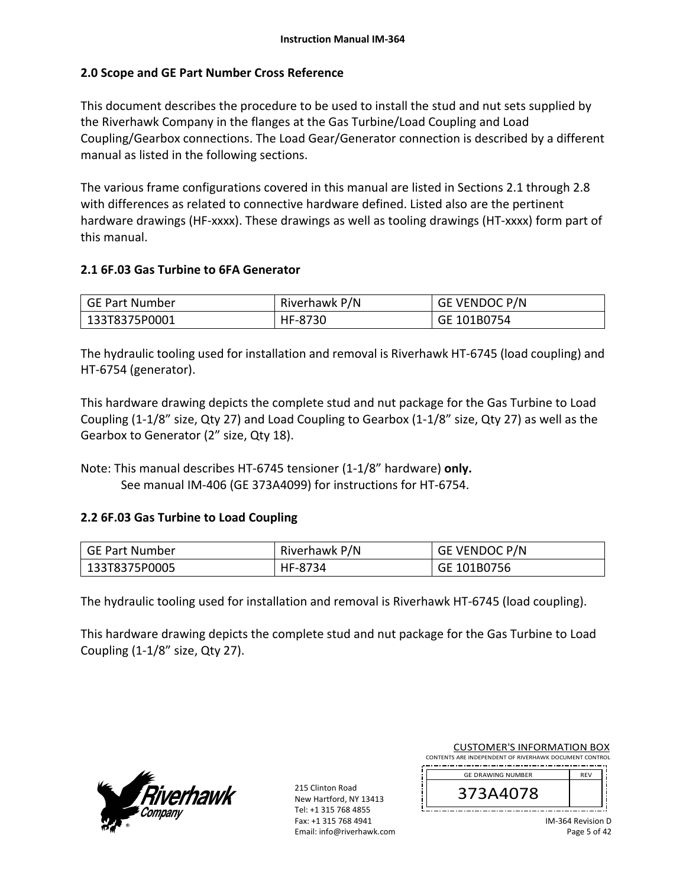## 2.0 Scope and GE Part Number Cross Reference

This document describes the procedure to be used to install the stud and nut sets supplied by the Riverhawk Company in the flanges at the Gas Turbine/Load Coupling and Load Coupling/Gearbox connections. The Load Gear/Generator connection is described by a different manual as listed in the following sections.

The various frame configurations covered in this manual are listed in Sections 2.1 through 2.8 with differences as related to connective hardware defined. Listed also are the pertinent hardware drawings (HF-xxxx). These drawings as well as tooling drawings (HT-xxxx) form part of this manual.

### 2.1 6F.03 Gas Turbine to 6FA Generator

| GE Part Number | Riverhawk P/N | GE VENDOC P/N |
|---|---|---|
| 133T8375P0001 | HF-8730 | GE 101B0754 |

The hydraulic tooling used for installation and removal is Riverhawk HT-6745 (load coupling) and HT-6754 (generator).

This hardware drawing depicts the complete stud and nut package for the Gas Turbine to Load Coupling (1-1/8" size, Qty 27) and Load Coupling to Gearbox (1-1/8" size, Qty 27) as well as the Gearbox to Generator (2" size, Qty 18).

Note: This manual describes HT-6745 tensioner (1-1/8" hardware) **only.**
See manual IM-406 (GE 373A4099) for instructions for HT-6754.

### 2.2 6F.03 Gas Turbine to Load Coupling

| GE Part Number | Riverhawk P/N | GE VENDOC P/N |
|---|---|---|
| 133T8375P0005 | HF-8734 | GE 101B0756 |

The hydraulic tooling used for installation and removal is Riverhawk HT-6745 (load coupling).

This hardware drawing depicts the complete stud and nut package for the Gas Turbine to Load Coupling (1-1/8" size, Qty 27).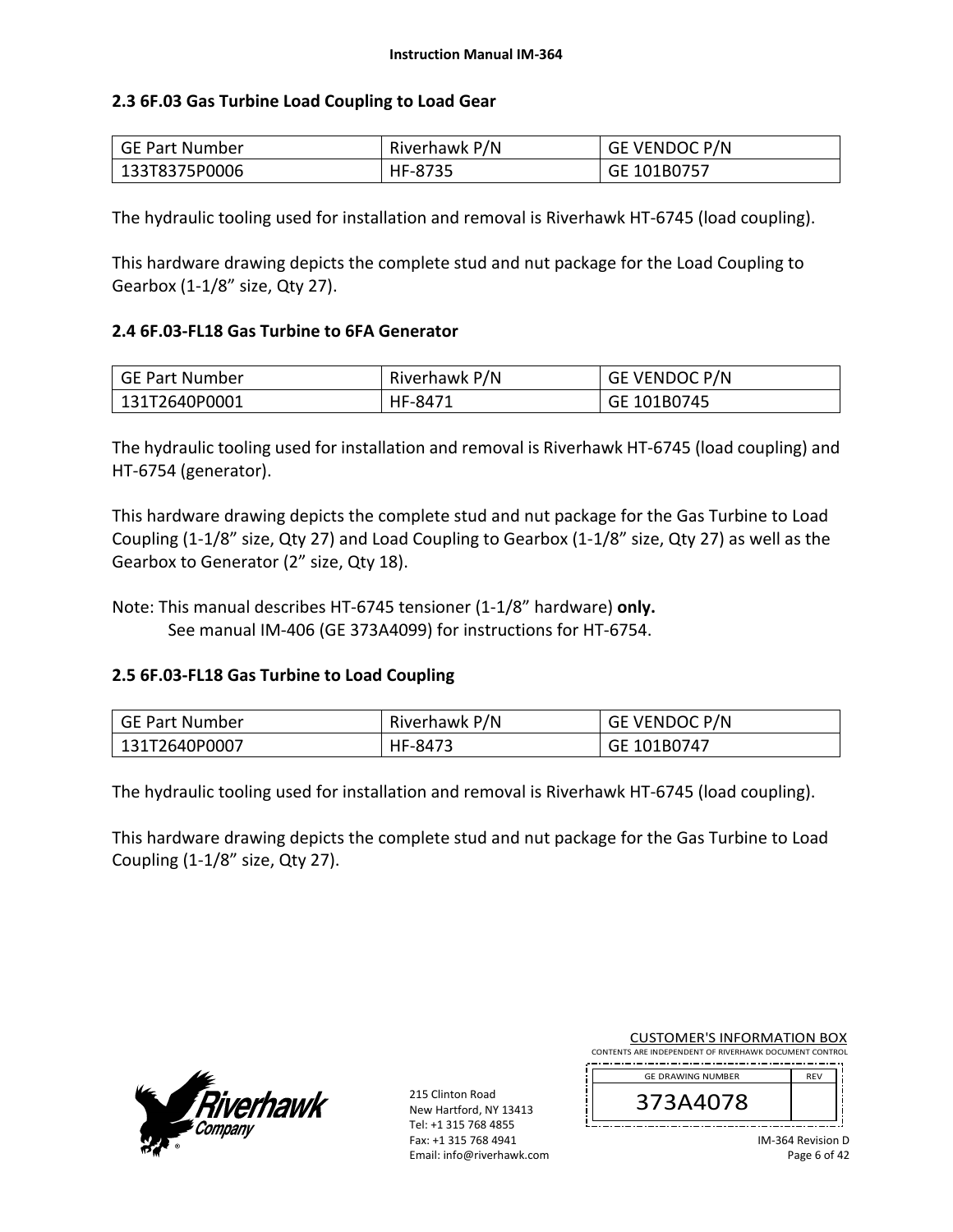## 2.3 6F.03 Gas Turbine Load Coupling to Load Gear

| GE Part Number | Riverhawk P/N | GE VENDOC P/N |
|---|---|---|
| 133T8375P0006 | HF-8735 | GE 101B0757 |

The hydraulic tooling used for installation and removal is Riverhawk HT-6745 (load coupling).

This hardware drawing depicts the complete stud and nut package for the Load Coupling to Gearbox (1-1/8" size, Qty 27).

## 2.4 6F.03-FL18 Gas Turbine to 6FA Generator

| GE Part Number | Riverhawk P/N | GE VENDOC P/N |
|---|---|---|
| 131T2640P0001 | HF-8471 | GE 101B0745 |

The hydraulic tooling used for installation and removal is Riverhawk HT-6745 (load coupling) and HT-6754 (generator).

This hardware drawing depicts the complete stud and nut package for the Gas Turbine to Load Coupling (1-1/8" size, Qty 27) and Load Coupling to Gearbox (1-1/8" size, Qty 27) as well as the Gearbox to Generator (2" size, Qty 18).

Note: This manual describes HT-6745 tensioner (1-1/8" hardware) **only.**
See manual IM-406 (GE 373A4099) for instructions for HT-6754.

## 2.5 6F.03-FL18 Gas Turbine to Load Coupling

| GE Part Number | Riverhawk P/N | GE VENDOC P/N |
|---|---|---|
| 131T2640P0007 | HF-8473 | GE 101B0747 |

The hydraulic tooling used for installation and removal is Riverhawk HT-6745 (load coupling).

This hardware drawing depicts the complete stud and nut package for the Gas Turbine to Load Coupling (1-1/8" size, Qty 27).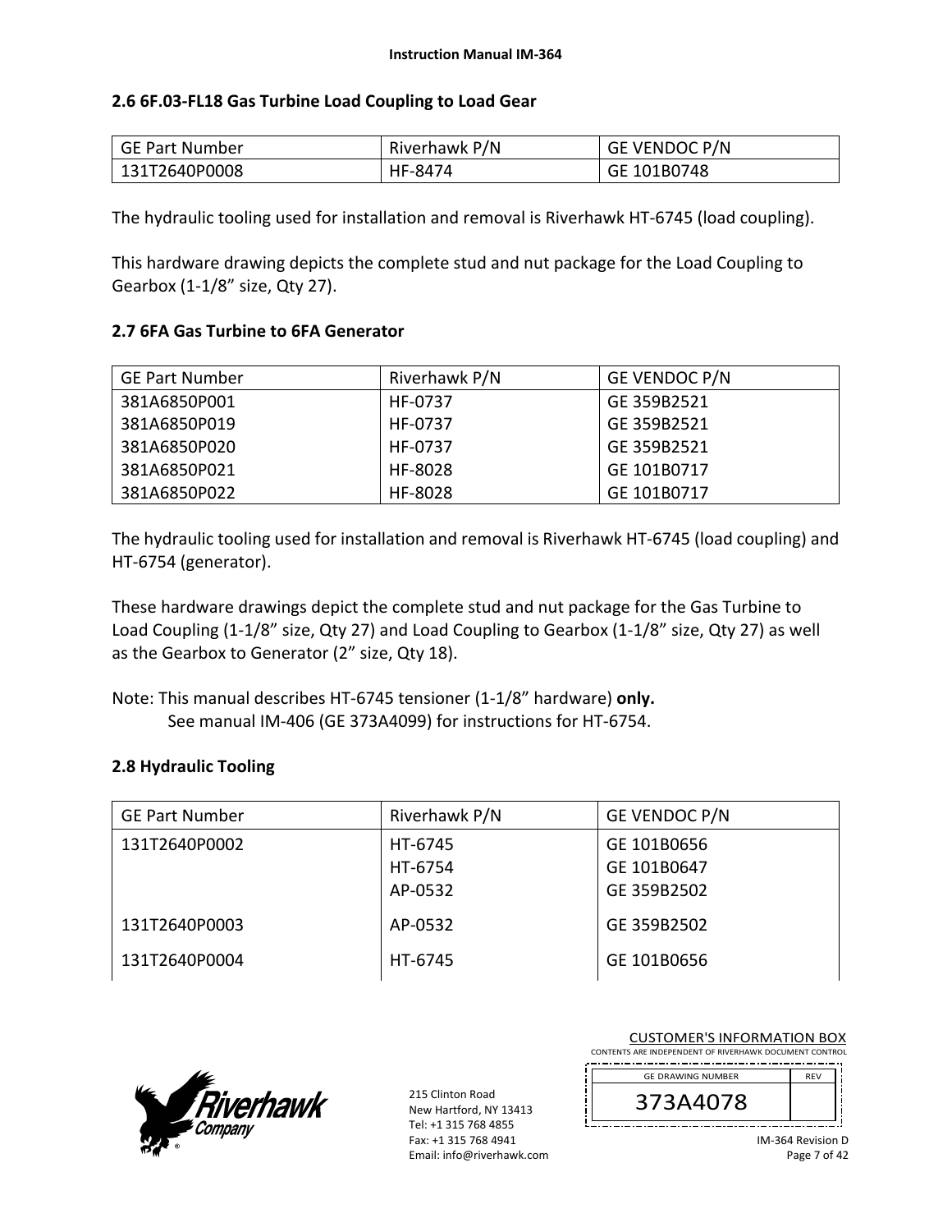## 2.6 6F.03-FL18 Gas Turbine Load Coupling to Load Gear

| GE Part Number | Riverhawk P/N | GE VENDOC P/N |
|---|---|---|
| 131T2640P0008 | HF-8474 | GE 101B0748 |

The hydraulic tooling used for installation and removal is Riverhawk HT-6745 (load coupling).

This hardware drawing depicts the complete stud and nut package for the Load Coupling to Gearbox (1-1/8" size, Qty 27).

## 2.7 6FA Gas Turbine to 6FA Generator

| GE Part Number | Riverhawk P/N | GE VENDOC P/N |
|---|---|---|
| 381A6850P001 | HF-0737 | GE 359B2521 |
| 381A6850P019 | HF-0737 | GE 359B2521 |
| 381A6850P020 | HF-0737 | GE 359B2521 |
| 381A6850P021 | HF-8028 | GE 101B0717 |
| 381A6850P022 | HF-8028 | GE 101B0717 |

The hydraulic tooling used for installation and removal is Riverhawk HT-6745 (load coupling) and HT-6754 (generator).

These hardware drawings depict the complete stud and nut package for the Gas Turbine to Load Coupling (1-1/8" size, Qty 27) and Load Coupling to Gearbox (1-1/8" size, Qty 27) as well as the Gearbox to Generator (2" size, Qty 18).

Note: This manual describes HT-6745 tensioner (1-1/8" hardware) **only.**
See manual IM-406 (GE 373A4099) for instructions for HT-6754.

## 2.8 Hydraulic Tooling

| GE Part Number | Riverhawk P/N | GE VENDOC P/N |
|---|---|---|
| 131T2640P0002 | HT-6745<br>HT-6754<br>AP-0532 | GE 101B0656<br>GE 101B0647<br>GE 359B2502 |
| 131T2640P0003 | AP-0532 | GE 359B2502 |
| 131T2640P0004 | HT-6745 | GE 101B0656 |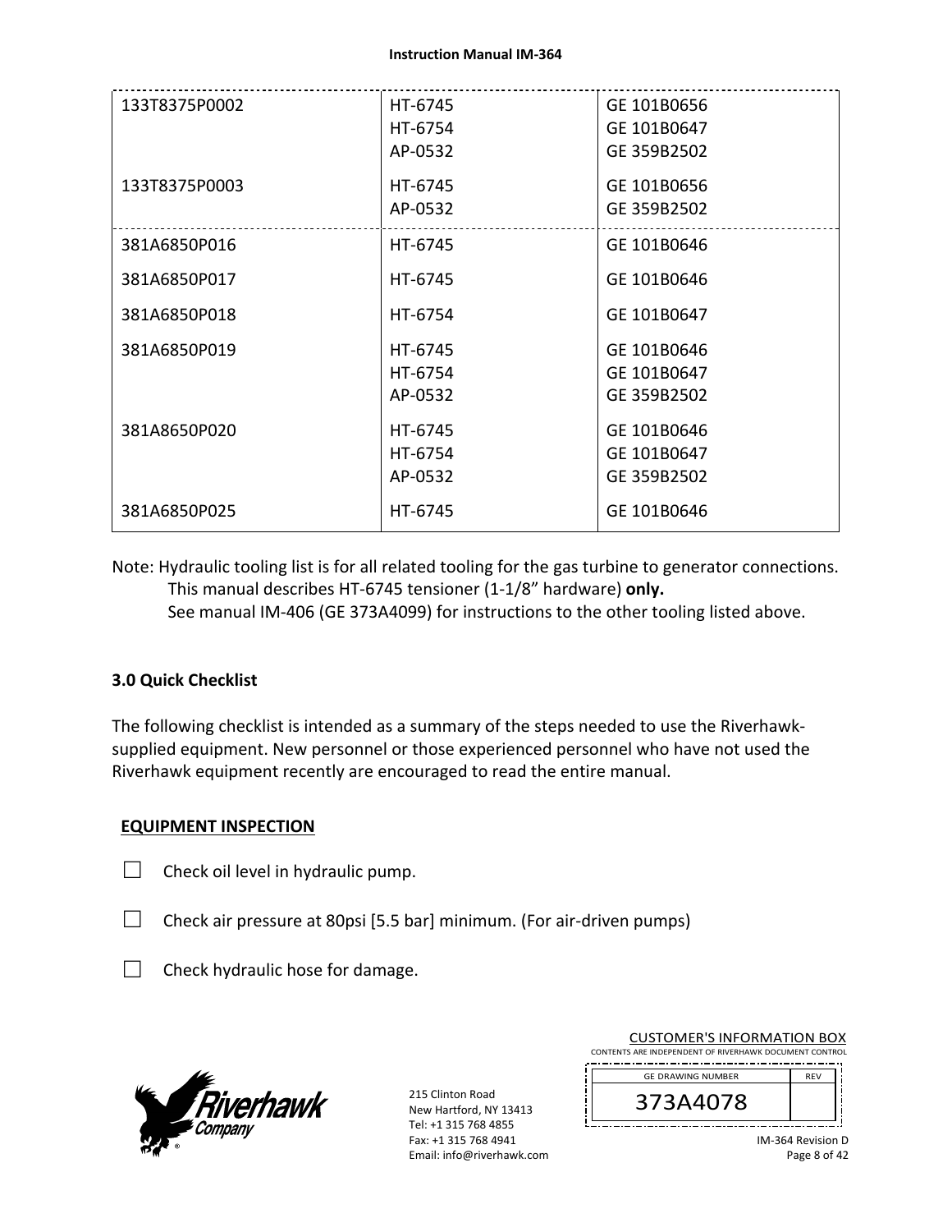| | | |
|---|---|---|
| 133T8375P0002 | HT-6745<br>HT-6754<br>AP-0532 | GE 101B0656<br>GE 101B0647<br>GE 359B2502 |
| 133T8375P0003 | HT-6745<br>AP-0532 | GE 101B0656<br>GE 359B2502 |
| 381A6850P016 | HT-6745 | GE 101B0646 |
| 381A6850P017 | HT-6745 | GE 101B0646 |
| 381A6850P018 | HT-6754 | GE 101B0647 |
| 381A6850P019 | HT-6745<br>HT-6754<br>AP-0532 | GE 101B0646<br>GE 101B0647<br>GE 359B2502 |
| 381A8650P020 | HT-6745<br>HT-6754<br>AP-0532 | GE 101B0646<br>GE 101B0647<br>GE 359B2502 |
| 381A6850P025 | HT-6745 | GE 101B0646 |

Note: Hydraulic tooling list is for all related tooling for the gas turbine to generator connections.
This manual describes HT-6745 tensioner (1-1/8" hardware) **only.**
See manual IM-406 (GE 373A4099) for instructions to the other tooling listed above.

## 3.0 Quick Checklist

The following checklist is intended as a summary of the steps needed to use the Riverhawk-supplied equipment. New personnel or those experienced personnel who have not used the Riverhawk equipment recently are encouraged to read the entire manual.

**EQUIPMENT INSPECTION**

☐ Check oil level in hydraulic pump.

☐ Check air pressure at 80psi [5.5 bar] minimum. (For air-driven pumps)

☐ Check hydraulic hose for damage.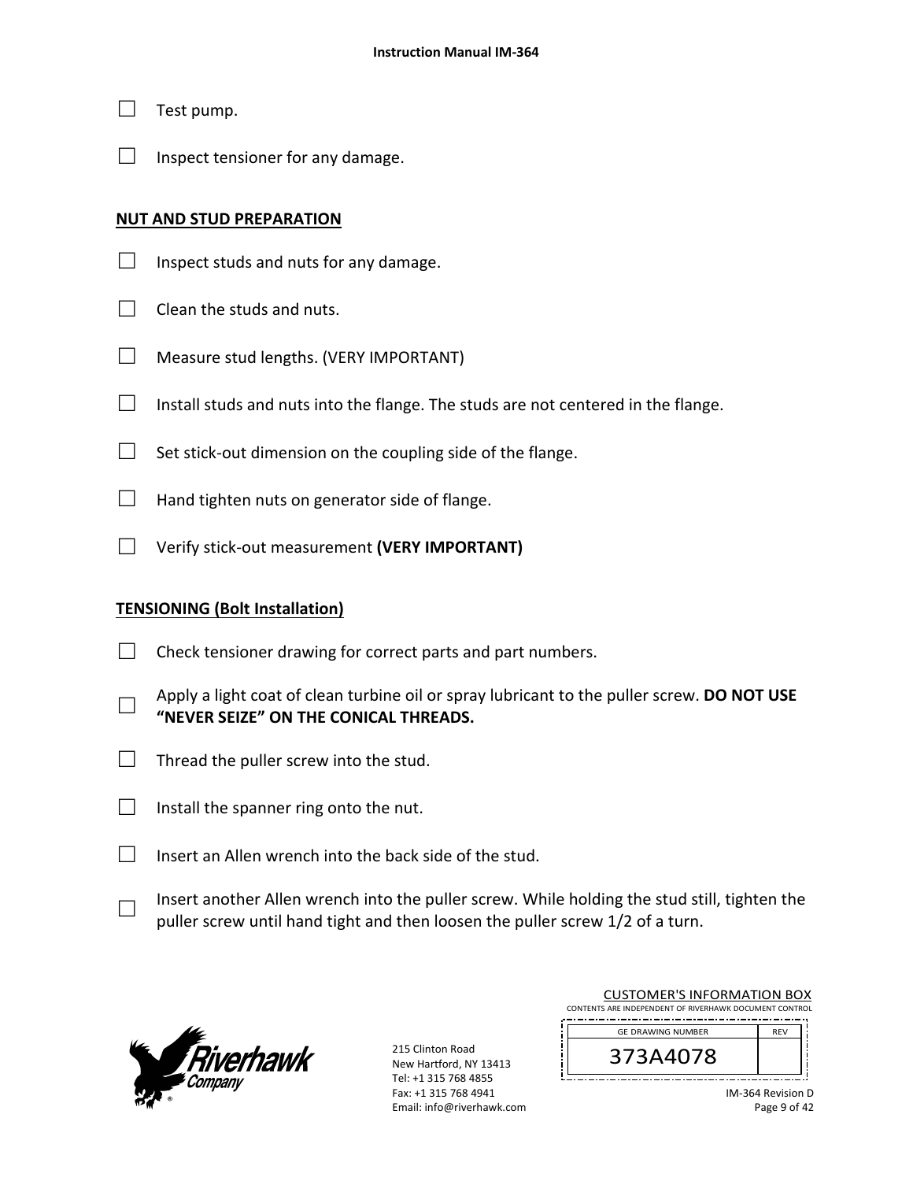☐ Test pump.

☐ Inspect tensioner for any damage.

**NUT AND STUD PREPARATION**

☐ Inspect studs and nuts for any damage.

☐ Clean the studs and nuts.

☐ Measure stud lengths. (VERY IMPORTANT)

☐ Install studs and nuts into the flange. The studs are not centered in the flange.

☐ Set stick-out dimension on the coupling side of the flange.

☐ Hand tighten nuts on generator side of flange.

☐ Verify stick-out measurement **(VERY IMPORTANT)**

**TENSIONING (Bolt Installation)**

☐ Check tensioner drawing for correct parts and part numbers.

☐ Apply a light coat of clean turbine oil or spray lubricant to the puller screw. **DO NOT USE "NEVER SEIZE" ON THE CONICAL THREADS.**

☐ Thread the puller screw into the stud.

☐ Install the spanner ring onto the nut.

☐ Insert an Allen wrench into the back side of the stud.

☐ Insert another Allen wrench into the puller screw. While holding the stud still, tighten the puller screw until hand tight and then loosen the puller screw 1/2 of a turn.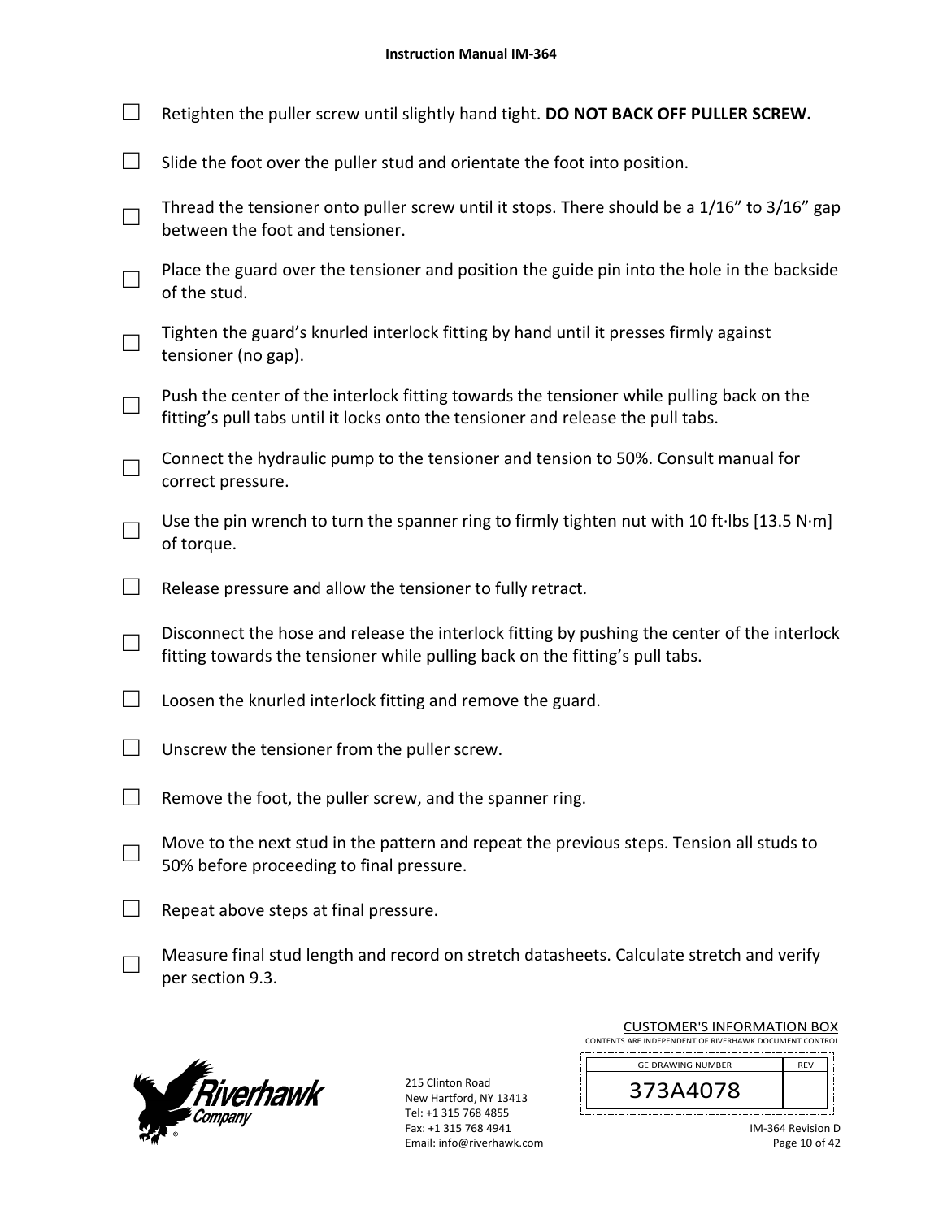- ☐ Retighten the puller screw until slightly hand tight. **DO NOT BACK OFF PULLER SCREW.**
- ☐ Slide the foot over the puller stud and orientate the foot into position.
- ☐ Thread the tensioner onto puller screw until it stops. There should be a 1/16" to 3/16" gap between the foot and tensioner.
- ☐ Place the guard over the tensioner and position the guide pin into the hole in the backside of the stud.
- ☐ Tighten the guard's knurled interlock fitting by hand until it presses firmly against tensioner (no gap).
- ☐ Push the center of the interlock fitting towards the tensioner while pulling back on the fitting's pull tabs until it locks onto the tensioner and release the pull tabs.
- ☐ Connect the hydraulic pump to the tensioner and tension to 50%. Consult manual for correct pressure.
- ☐ Use the pin wrench to turn the spanner ring to firmly tighten nut with 10 ft·lbs [13.5 N·m] of torque.
- ☐ Release pressure and allow the tensioner to fully retract.
- ☐ Disconnect the hose and release the interlock fitting by pushing the center of the interlock fitting towards the tensioner while pulling back on the fitting's pull tabs.
- ☐ Loosen the knurled interlock fitting and remove the guard.
- ☐ Unscrew the tensioner from the puller screw.
- ☐ Remove the foot, the puller screw, and the spanner ring.
- ☐ Move to the next stud in the pattern and repeat the previous steps. Tension all studs to 50% before proceeding to final pressure.
- ☐ Repeat above steps at final pressure.
- ☐ Measure final stud length and record on stretch datasheets. Calculate stretch and verify per section 9.3.

215 Clinton Road
New Hartford, NY 13413
Tel: +1 315 768 4855
Fax: +1 315 768 4941
Email: info@riverhawk.com

CUSTOMER'S INFORMATION BOX
CONTENTS ARE INDEPENDENT OF RIVERHAWK DOCUMENT CONTROL

| GE DRAWING NUMBER | REV |
|---|---|
| 373A4078 | |

IM-364 Revision D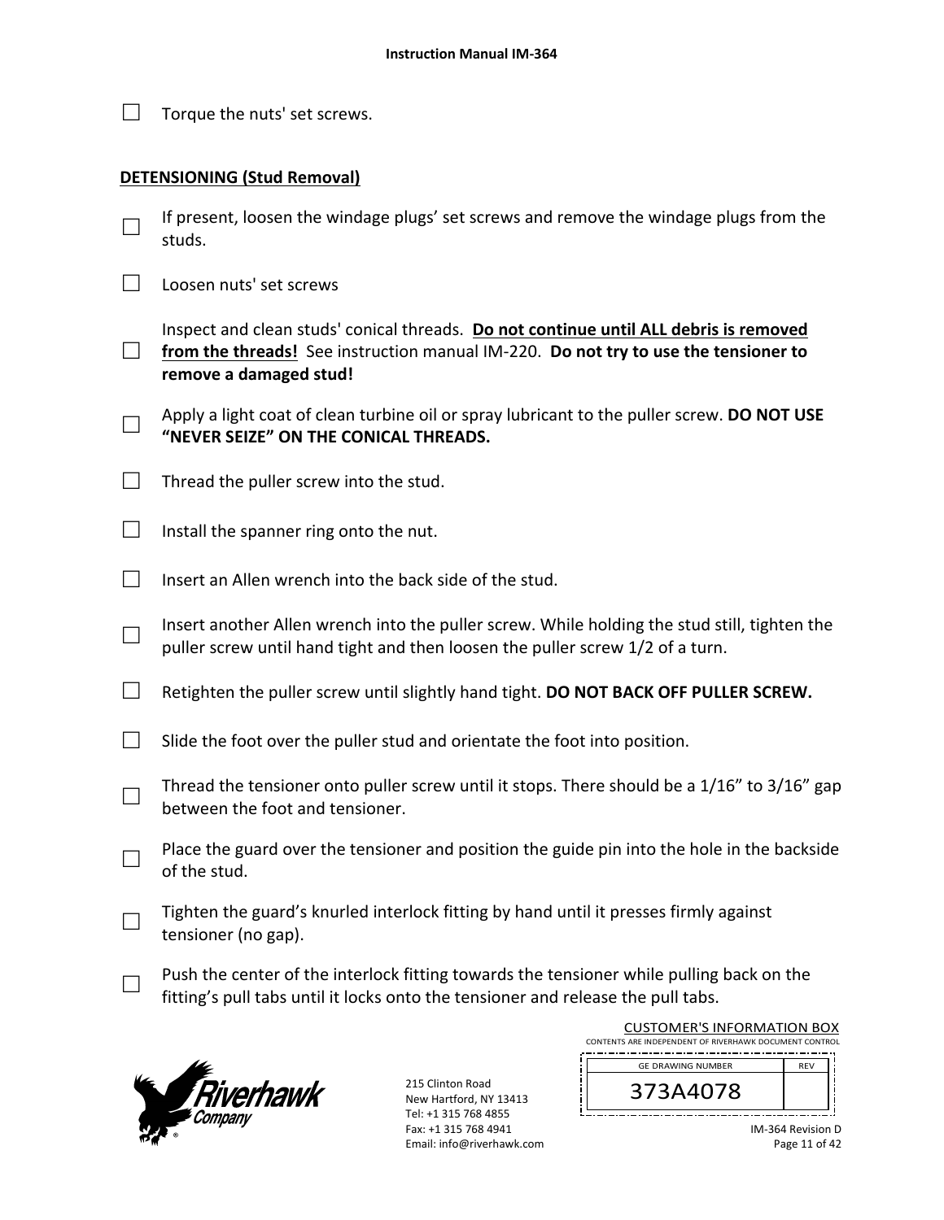☐ Torque the nuts' set screws.

**DETENSIONING (Stud Removal)**

☐ If present, loosen the windage plugs' set screws and remove the windage plugs from the studs.

☐ Loosen nuts' set screws

☐ Inspect and clean studs' conical threads. **Do not continue until ALL debris is removed from the threads!** See instruction manual IM-220. **Do not try to use the tensioner to remove a damaged stud!**

☐ Apply a light coat of clean turbine oil or spray lubricant to the puller screw. **DO NOT USE "NEVER SEIZE" ON THE CONICAL THREADS.**

☐ Thread the puller screw into the stud.

☐ Install the spanner ring onto the nut.

☐ Insert an Allen wrench into the back side of the stud.

☐ Insert another Allen wrench into the puller screw. While holding the stud still, tighten the puller screw until hand tight and then loosen the puller screw 1/2 of a turn.

☐ Retighten the puller screw until slightly hand tight. **DO NOT BACK OFF PULLER SCREW.**

☐ Slide the foot over the puller stud and orientate the foot into position.

☐ Thread the tensioner onto puller screw until it stops. There should be a 1/16" to 3/16" gap between the foot and tensioner.

☐ Place the guard over the tensioner and position the guide pin into the hole in the backside of the stud.

☐ Tighten the guard's knurled interlock fitting by hand until it presses firmly against tensioner (no gap).

☐ Push the center of the interlock fitting towards the tensioner while pulling back on the fitting's pull tabs until it locks onto the tensioner and release the pull tabs.

215 Clinton Road
New Hartford, NY 13413
Tel: +1 315 768 4855
Fax: +1 315 768 4941
Email: info@riverhawk.com

CUSTOMER'S INFORMATION BOX
CONTENTS ARE INDEPENDENT OF RIVERHAWK DOCUMENT CONTROL

| GE DRAWING NUMBER | REV |
|---|---|
| 373A4078 | |

IM-364 Revision D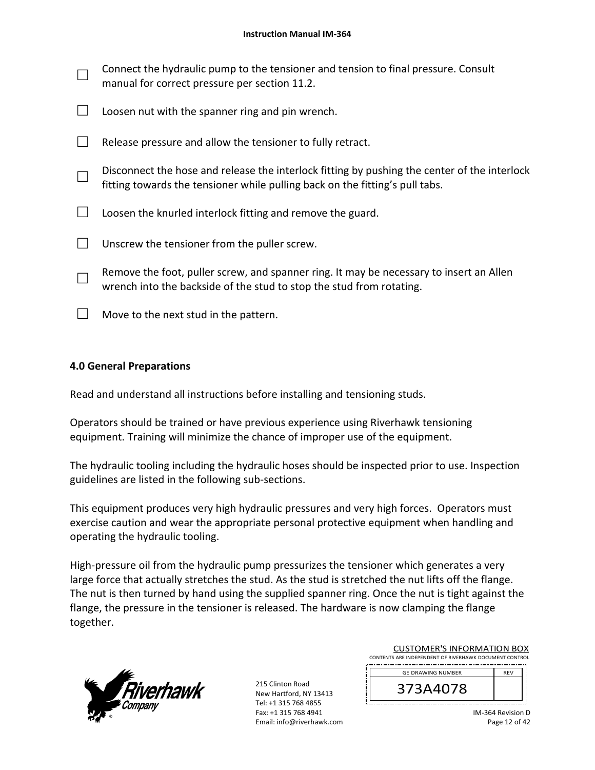- ☐ Connect the hydraulic pump to the tensioner and tension to final pressure. Consult manual for correct pressure per section 11.2.
- ☐ Loosen nut with the spanner ring and pin wrench.
- ☐ Release pressure and allow the tensioner to fully retract.
- ☐ Disconnect the hose and release the interlock fitting by pushing the center of the interlock fitting towards the tensioner while pulling back on the fitting's pull tabs.
- ☐ Loosen the knurled interlock fitting and remove the guard.
- ☐ Unscrew the tensioner from the puller screw.
- ☐ Remove the foot, puller screw, and spanner ring. It may be necessary to insert an Allen wrench into the backside of the stud to stop the stud from rotating.
- ☐ Move to the next stud in the pattern.

## 4.0 General Preparations

Read and understand all instructions before installing and tensioning studs.

Operators should be trained or have previous experience using Riverhawk tensioning equipment. Training will minimize the chance of improper use of the equipment.

The hydraulic tooling including the hydraulic hoses should be inspected prior to use. Inspection guidelines are listed in the following sub-sections.

This equipment produces very high hydraulic pressures and very high forces. Operators must exercise caution and wear the appropriate personal protective equipment when handling and operating the hydraulic tooling.

High-pressure oil from the hydraulic pump pressurizes the tensioner which generates a very large force that actually stretches the stud. As the stud is stretched the nut lifts off the flange. The nut is then turned by hand using the supplied spanner ring. Once the nut is tight against the flange, the pressure in the tensioner is released. The hardware is now clamping the flange together.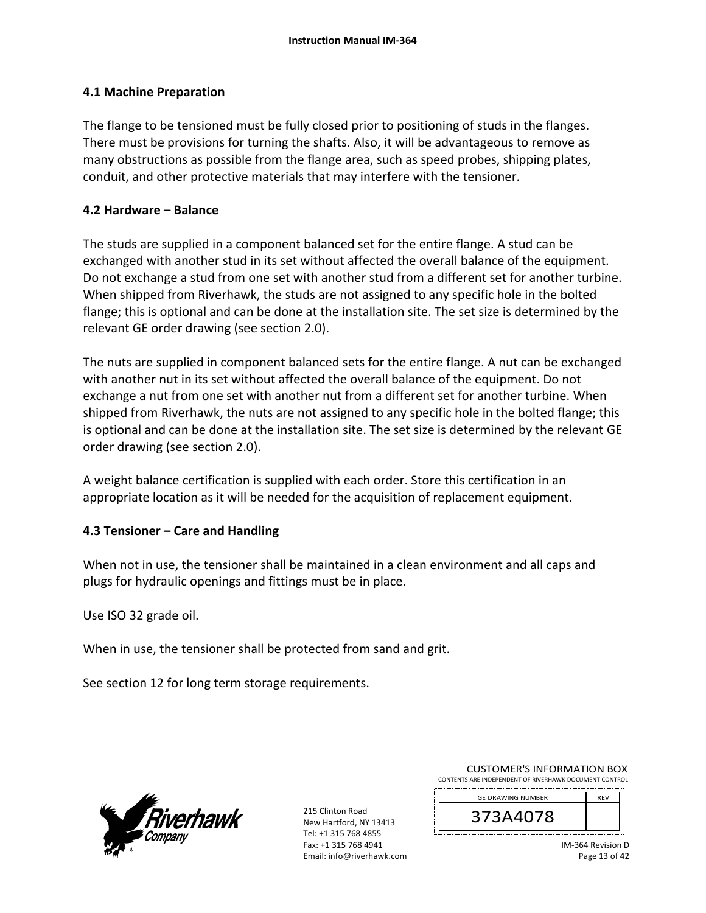## 4.1 Machine Preparation

The flange to be tensioned must be fully closed prior to positioning of studs in the flanges. There must be provisions for turning the shafts. Also, it will be advantageous to remove as many obstructions as possible from the flange area, such as speed probes, shipping plates, conduit, and other protective materials that may interfere with the tensioner.

## 4.2 Hardware – Balance

The studs are supplied in a component balanced set for the entire flange. A stud can be exchanged with another stud in its set without affected the overall balance of the equipment. Do not exchange a stud from one set with another stud from a different set for another turbine. When shipped from Riverhawk, the studs are not assigned to any specific hole in the bolted flange; this is optional and can be done at the installation site. The set size is determined by the relevant GE order drawing (see section 2.0).

The nuts are supplied in component balanced sets for the entire flange. A nut can be exchanged with another nut in its set without affected the overall balance of the equipment. Do not exchange a nut from one set with another nut from a different set for another turbine. When shipped from Riverhawk, the nuts are not assigned to any specific hole in the bolted flange; this is optional and can be done at the installation site. The set size is determined by the relevant GE order drawing (see section 2.0).

A weight balance certification is supplied with each order. Store this certification in an appropriate location as it will be needed for the acquisition of replacement equipment.

## 4.3 Tensioner – Care and Handling

When not in use, the tensioner shall be maintained in a clean environment and all caps and plugs for hydraulic openings and fittings must be in place.

Use ISO 32 grade oil.

When in use, the tensioner shall be protected from sand and grit.

See section 12 for long term storage requirements.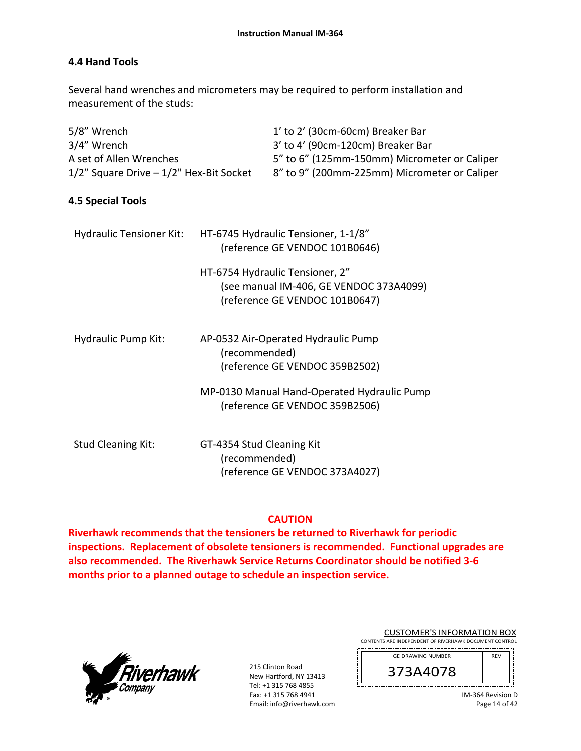## 4.4 Hand Tools

Several hand wrenches and micrometers may be required to perform installation and measurement of the studs:

| | |
|---|---|
| 5/8" Wrench | 1' to 2' (30cm-60cm) Breaker Bar |
| 3/4" Wrench | 3' to 4' (90cm-120cm) Breaker Bar |
| A set of Allen Wrenches | 5" to 6" (125mm-150mm) Micrometer or Caliper |
| 1/2" Square Drive – 1/2" Hex-Bit Socket | 8" to 9" (200mm-225mm) Micrometer or Caliper |

## 4.5 Special Tools

Hydraulic Tensioner Kit:

- HT-6745 Hydraulic Tensioner, 1-1/8"
  (reference GE VENDOC 101B0646)
- HT-6754 Hydraulic Tensioner, 2"
  (see manual IM-406, GE VENDOC 373A4099)
  (reference GE VENDOC 101B0647)

Hydraulic Pump Kit:

- AP-0532 Air-Operated Hydraulic Pump
  (recommended)
  (reference GE VENDOC 359B2502)
- MP-0130 Manual Hand-Operated Hydraulic Pump
  (reference GE VENDOC 359B2506)

Stud Cleaning Kit:

- GT-4354 Stud Cleaning Kit
  (recommended)
  (reference GE VENDOC 373A4027)

**CAUTION**

**Riverhawk recommends that the tensioners be returned to Riverhawk for periodic inspections. Replacement of obsolete tensioners is recommended. Functional upgrades are also recommended. The Riverhawk Service Returns Coordinator should be notified 3-6 months prior to a planned outage to schedule an inspection service.**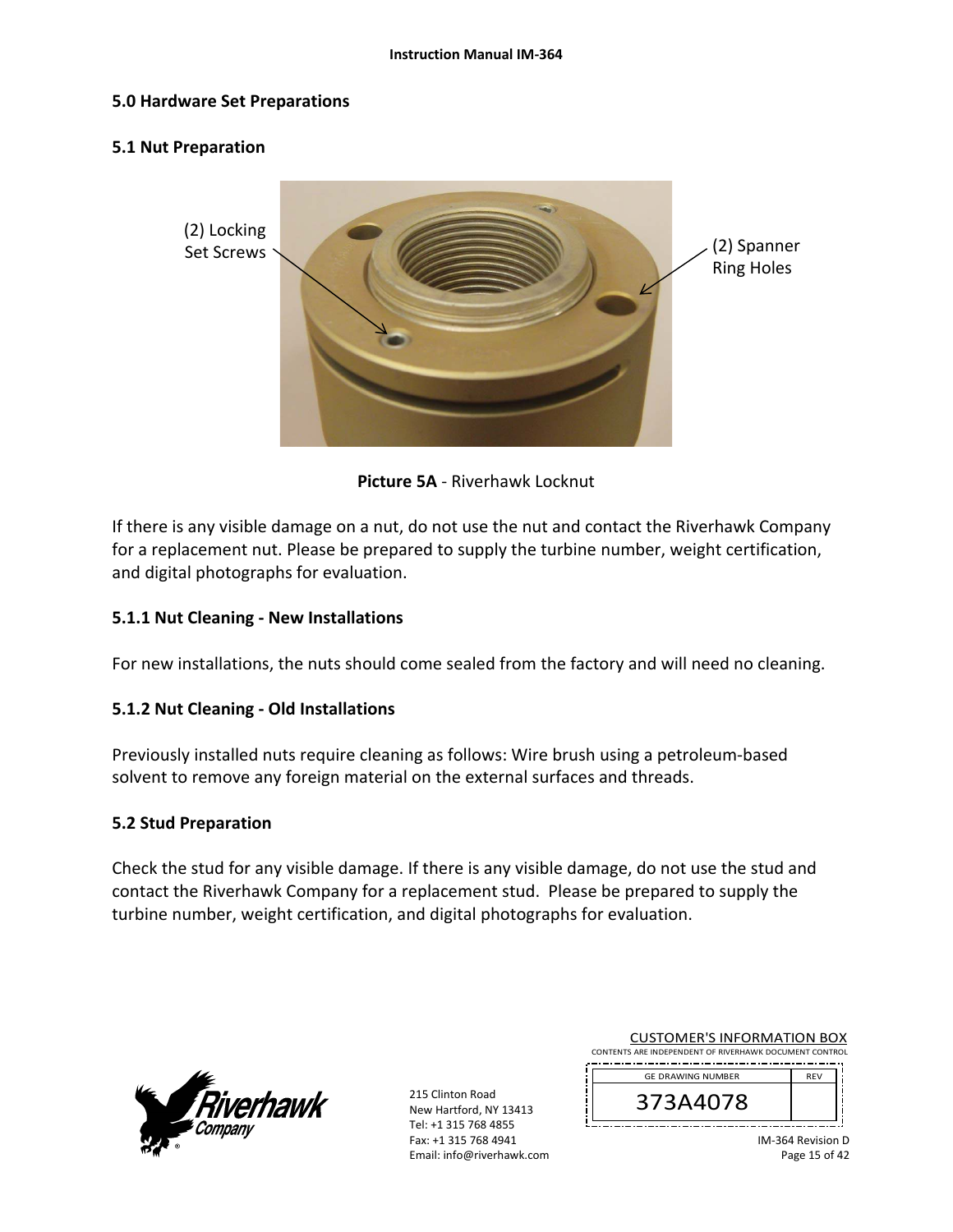## 5.0 Hardware Set Preparations

### 5.1 Nut Preparation

(2) Locking Set Screws

(2) Spanner Ring Holes

**Picture 5A** - Riverhawk Locknut

If there is any visible damage on a nut, do not use the nut and contact the Riverhawk Company for a replacement nut. Please be prepared to supply the turbine number, weight certification, and digital photographs for evaluation.

#### 5.1.1 Nut Cleaning - New Installations

For new installations, the nuts should come sealed from the factory and will need no cleaning.

#### 5.1.2 Nut Cleaning - Old Installations

Previously installed nuts require cleaning as follows: Wire brush using a petroleum-based solvent to remove any foreign material on the external surfaces and threads.

### 5.2 Stud Preparation

Check the stud for any visible damage. If there is any visible damage, do not use the stud and contact the Riverhawk Company for a replacement stud. Please be prepared to supply the turbine number, weight certification, and digital photographs for evaluation.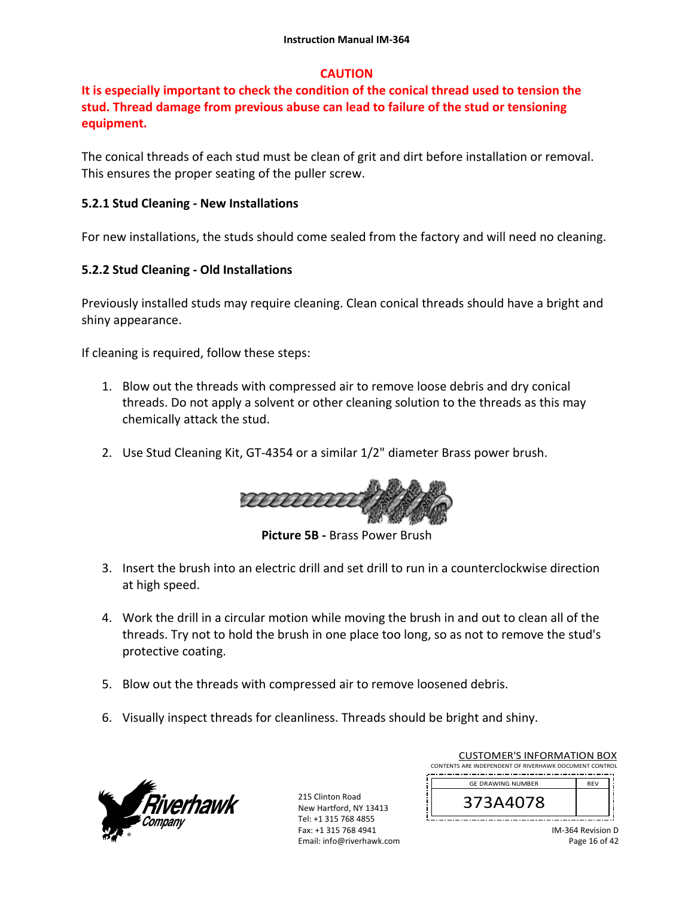**CAUTION**

**It is especially important to check the condition of the conical thread used to tension the stud. Thread damage from previous abuse can lead to failure of the stud or tensioning equipment.**

The conical threads of each stud must be clean of grit and dirt before installation or removal. This ensures the proper seating of the puller screw.

### 5.2.1 Stud Cleaning - New Installations

For new installations, the studs should come sealed from the factory and will need no cleaning.

### 5.2.2 Stud Cleaning - Old Installations

Previously installed studs may require cleaning. Clean conical threads should have a bright and shiny appearance.

If cleaning is required, follow these steps:

1. Blow out the threads with compressed air to remove loose debris and dry conical threads. Do not apply a solvent or other cleaning solution to the threads as this may chemically attack the stud.

2. Use Stud Cleaning Kit, GT-4354 or a similar 1/2" diameter Brass power brush.

**Picture 5B -** Brass Power Brush

3. Insert the brush into an electric drill and set drill to run in a counterclockwise direction at high speed.

4. Work the drill in a circular motion while moving the brush in and out to clean all of the threads. Try not to hold the brush in one place too long, so as not to remove the stud's protective coating.

5. Blow out the threads with compressed air to remove loosened debris.

6. Visually inspect threads for cleanliness. Threads should be bright and shiny.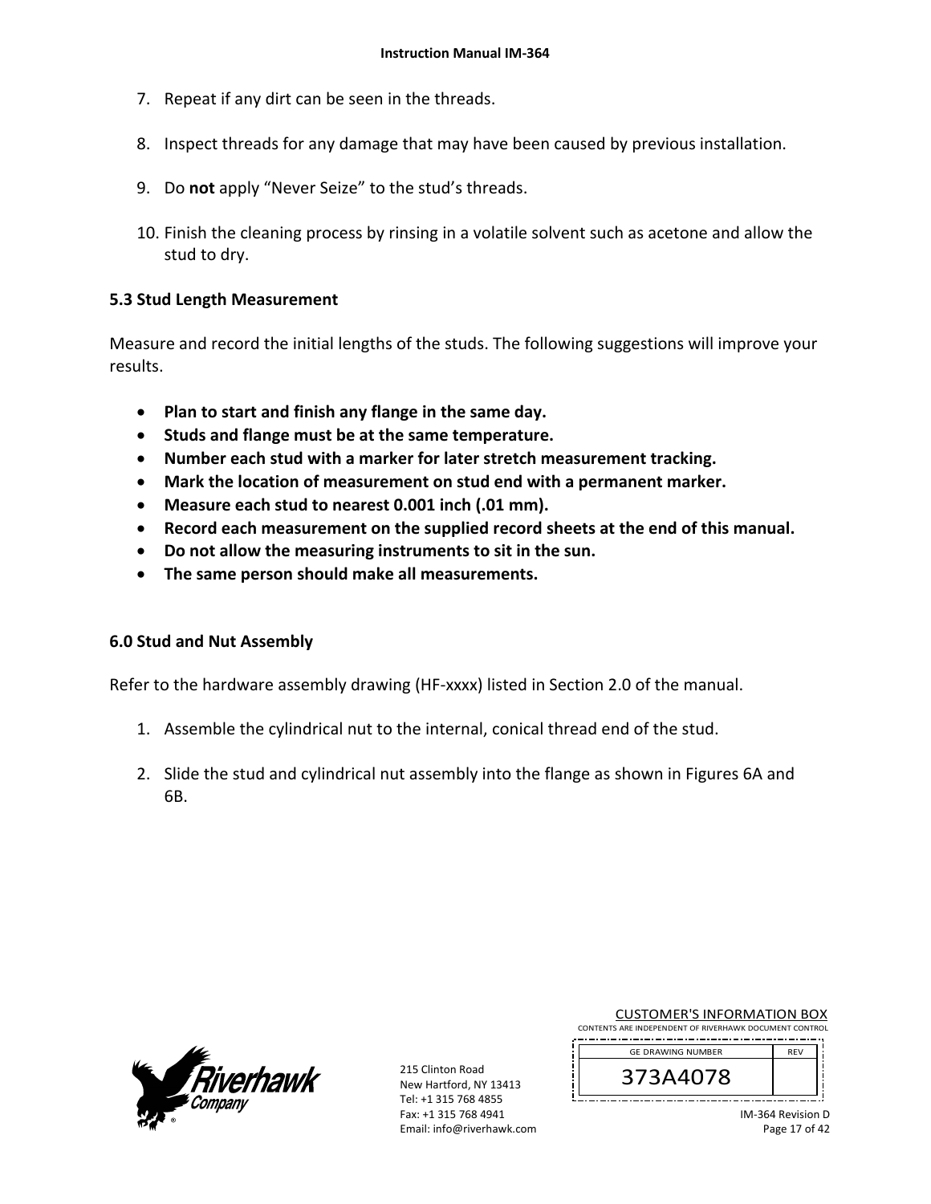7. Repeat if any dirt can be seen in the threads.

8. Inspect threads for any damage that may have been caused by previous installation.

9. Do **not** apply "Never Seize" to the stud's threads.

10. Finish the cleaning process by rinsing in a volatile solvent such as acetone and allow the stud to dry.

## 5.3 Stud Length Measurement

Measure and record the initial lengths of the studs. The following suggestions will improve your results.

- **Plan to start and finish any flange in the same day.**
- **Studs and flange must be at the same temperature.**
- **Number each stud with a marker for later stretch measurement tracking.**
- **Mark the location of measurement on stud end with a permanent marker.**
- **Measure each stud to nearest 0.001 inch (.01 mm).**
- **Record each measurement on the supplied record sheets at the end of this manual.**
- **Do not allow the measuring instruments to sit in the sun.**
- **The same person should make all measurements.**

## 6.0 Stud and Nut Assembly

Refer to the hardware assembly drawing (HF-xxxx) listed in Section 2.0 of the manual.

1. Assemble the cylindrical nut to the internal, conical thread end of the stud.

2. Slide the stud and cylindrical nut assembly into the flange as shown in Figures 6A and 6B.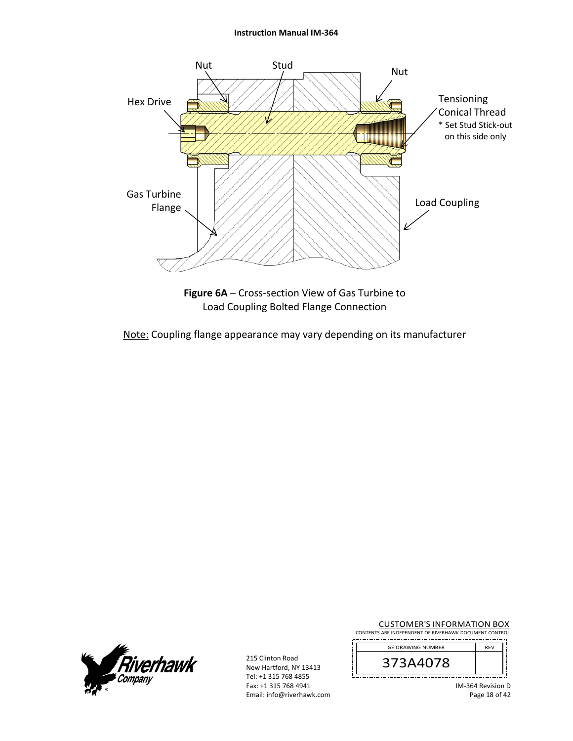Nut

Stud

Nut

Hex Drive

Tensioning Conical Thread
* Set Stud Stick-out on this side only

Gas Turbine Flange

Load Coupling

**Figure 6A** – Cross-section View of Gas Turbine to Load Coupling Bolted Flange Connection

Note: Coupling flange appearance may vary depending on its manufacturer

215 Clinton Road
New Hartford, NY 13413
Tel: +1 315 768 4855
Fax: +1 315 768 4941
Email: info@riverhawk.com

CUSTOMER'S INFORMATION BOX
CONTENTS ARE INDEPENDENT OF RIVERHAWK DOCUMENT CONTROL

| GE DRAWING NUMBER | REV |
|---|---|
| 373A4078 | |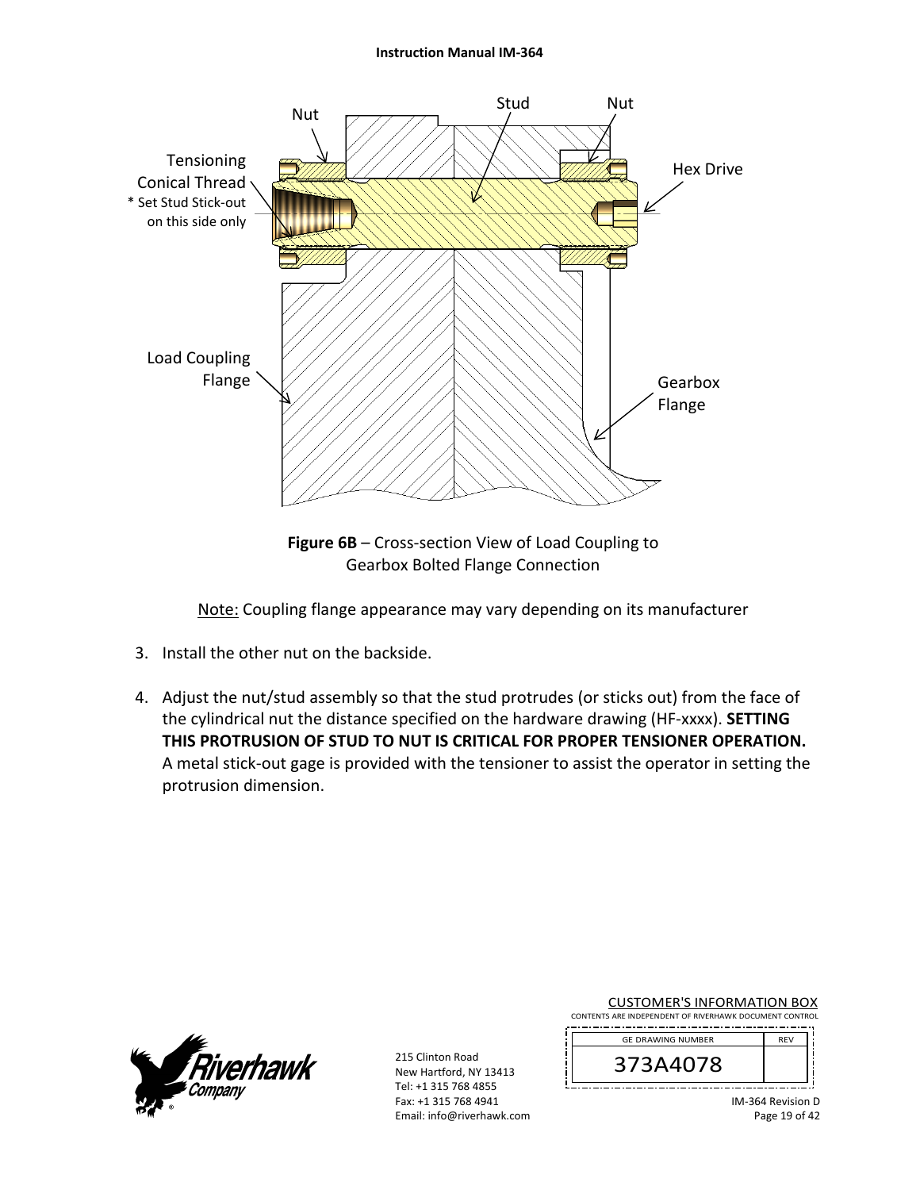Nut

Stud

Nut

Tensioning Conical Thread
* Set Stud Stick-out on this side only

Hex Drive

Load Coupling Flange

Gearbox Flange

**Figure 6B** – Cross-section View of Load Coupling to Gearbox Bolted Flange Connection

Note: Coupling flange appearance may vary depending on its manufacturer

3. Install the other nut on the backside.

4. Adjust the nut/stud assembly so that the stud protrudes (or sticks out) from the face of the cylindrical nut the distance specified on the hardware drawing (HF-xxxx). **SETTING THIS PROTRUSION OF STUD TO NUT IS CRITICAL FOR PROPER TENSIONER OPERATION.** A metal stick-out gage is provided with the tensioner to assist the operator in setting the protrusion dimension.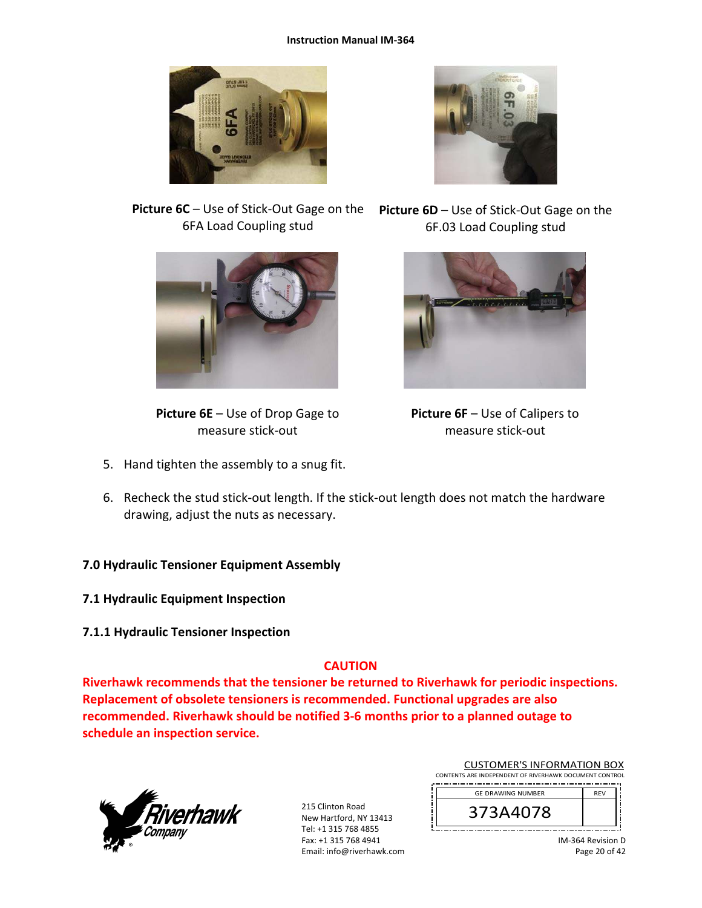**Picture 6C** – Use of Stick-Out Gage on the 6FA Load Coupling stud

**Picture 6D** – Use of Stick-Out Gage on the 6F.03 Load Coupling stud

**Picture 6E** – Use of Drop Gage to measure stick-out

**Picture 6F** – Use of Calipers to measure stick-out

5. Hand tighten the assembly to a snug fit.

6. Recheck the stud stick-out length. If the stick-out length does not match the hardware drawing, adjust the nuts as necessary.

## 7.0 Hydraulic Tensioner Equipment Assembly

### 7.1 Hydraulic Equipment Inspection

#### 7.1.1 Hydraulic Tensioner Inspection

**CAUTION**

**Riverhawk recommends that the tensioner be returned to Riverhawk for periodic inspections. Replacement of obsolete tensioners is recommended. Functional upgrades are also recommended. Riverhawk should be notified 3-6 months prior to a planned outage to schedule an inspection service.**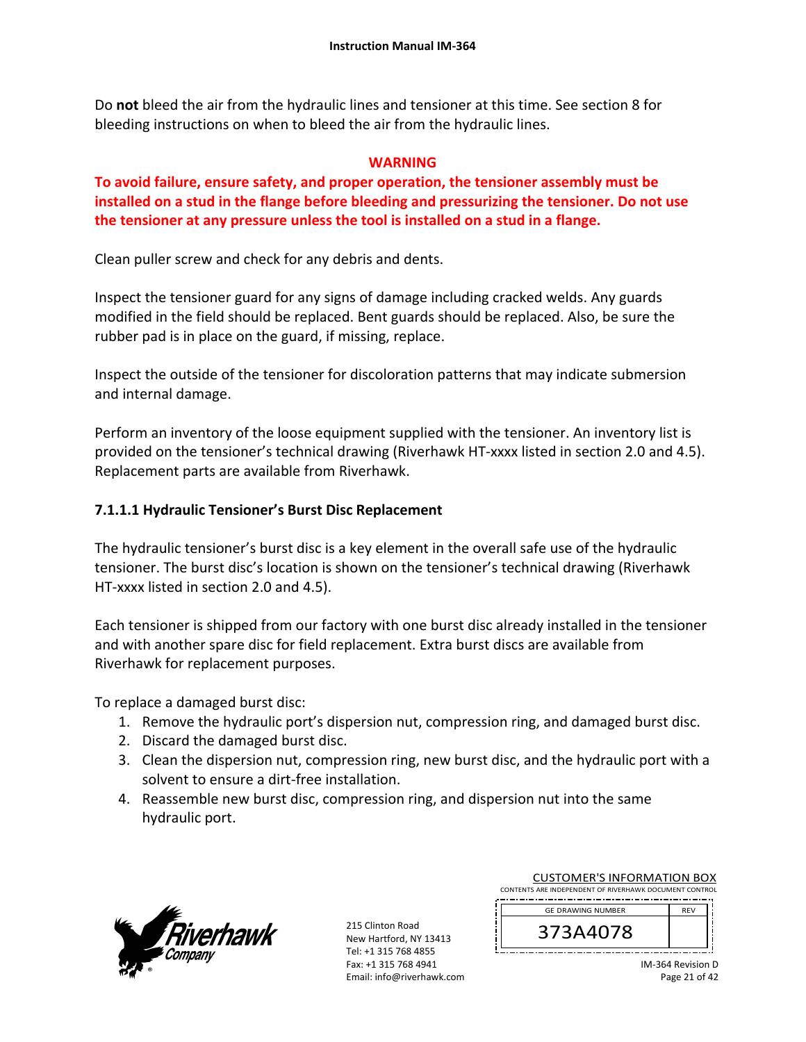Do **not** bleed the air from the hydraulic lines and tensioner at this time. See section 8 for bleeding instructions on when to bleed the air from the hydraulic lines.

**WARNING**

**To avoid failure, ensure safety, and proper operation, the tensioner assembly must be installed on a stud in the flange before bleeding and pressurizing the tensioner. Do not use the tensioner at any pressure unless the tool is installed on a stud in a flange.**

Clean puller screw and check for any debris and dents.

Inspect the tensioner guard for any signs of damage including cracked welds. Any guards modified in the field should be replaced. Bent guards should be replaced. Also, be sure the rubber pad is in place on the guard, if missing, replace.

Inspect the outside of the tensioner for discoloration patterns that may indicate submersion and internal damage.

Perform an inventory of the loose equipment supplied with the tensioner. An inventory list is provided on the tensioner's technical drawing (Riverhawk HT-xxxx listed in section 2.0 and 4.5). Replacement parts are available from Riverhawk.

#### 7.1.1.1 Hydraulic Tensioner's Burst Disc Replacement

The hydraulic tensioner's burst disc is a key element in the overall safe use of the hydraulic tensioner. The burst disc's location is shown on the tensioner's technical drawing (Riverhawk HT-xxxx listed in section 2.0 and 4.5).

Each tensioner is shipped from our factory with one burst disc already installed in the tensioner and with another spare disc for field replacement. Extra burst discs are available from Riverhawk for replacement purposes.

To replace a damaged burst disc:

1. Remove the hydraulic port's dispersion nut, compression ring, and damaged burst disc.
2. Discard the damaged burst disc.
3. Clean the dispersion nut, compression ring, new burst disc, and the hydraulic port with a solvent to ensure a dirt-free installation.
4. Reassemble new burst disc, compression ring, and dispersion nut into the same hydraulic port.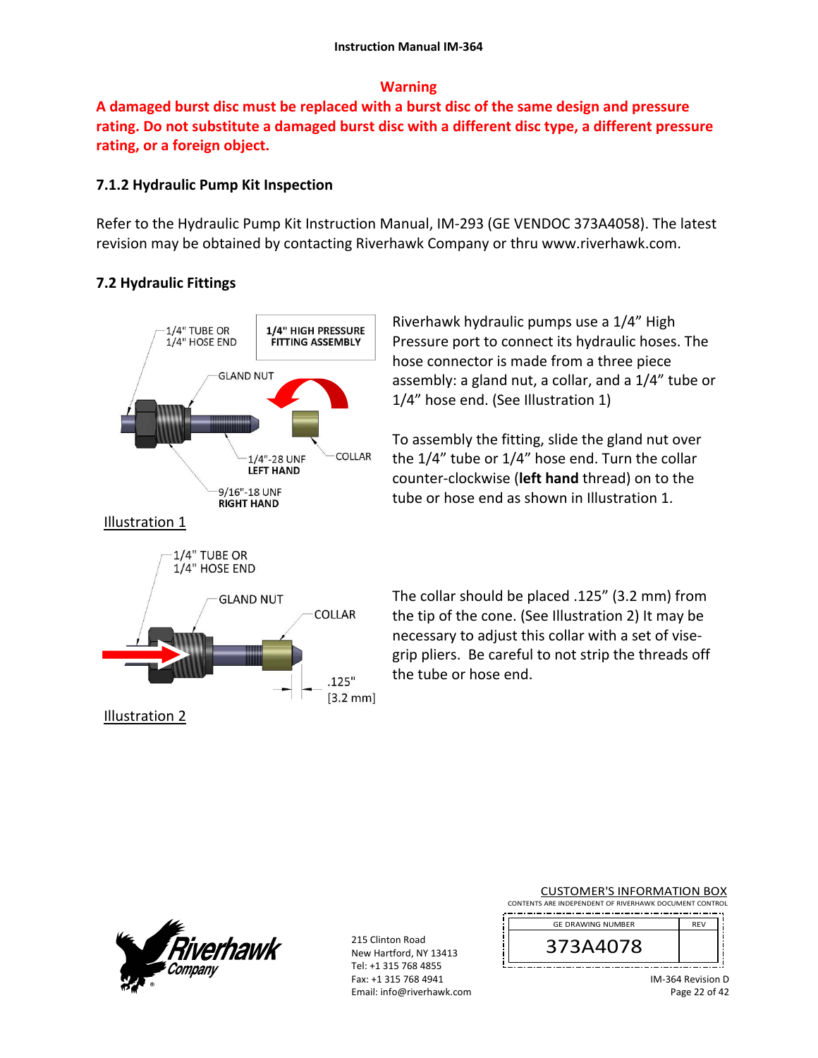**Warning**

**A damaged burst disc must be replaced with a burst disc of the same design and pressure rating. Do not substitute a damaged burst disc with a different disc type, a different pressure rating, or a foreign object.**

### 7.1.2 Hydraulic Pump Kit Inspection

Refer to the Hydraulic Pump Kit Instruction Manual, IM-293 (GE VENDOC 373A4058). The latest revision may be obtained by contacting Riverhawk Company or thru www.riverhawk.com.

## 7.2 Hydraulic Fittings

Riverhawk hydraulic pumps use a 1/4" High Pressure port to connect its hydraulic hoses. The hose connector is made from a three piece assembly: a gland nut, a collar, and a 1/4" tube or 1/4" hose end. (See Illustration 1)

To assembly the fitting, slide the gland nut over the 1/4" tube or 1/4" hose end. Turn the collar counter-clockwise (**left hand** thread) on to the tube or hose end as shown in Illustration 1.

Illustration 1

The collar should be placed .125" (3.2 mm) from the tip of the cone. (See Illustration 2) It may be necessary to adjust this collar with a set of vise-grip pliers. Be careful to not strip the threads off the tube or hose end.

Illustration 2

215 Clinton Road
New Hartford, NY 13413
Tel: +1 315 768 4855
Fax: +1 315 768 4941
Email: info@riverhawk.com

| GE DRAWING NUMBER | REV |
|---|---|
| 373A4078 | |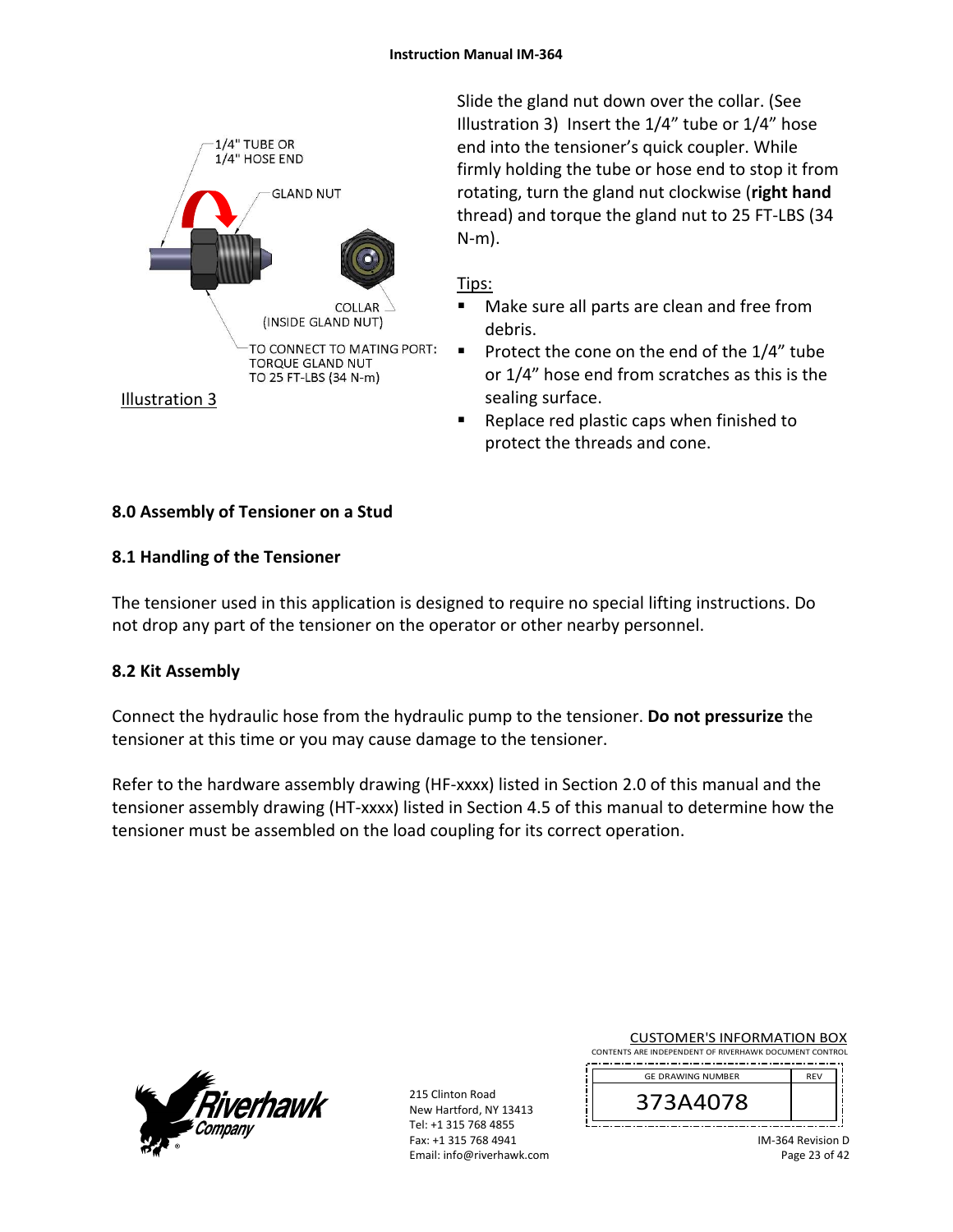1/4" TUBE OR
1/4" HOSE END

GLAND NUT

COLLAR
(INSIDE GLAND NUT)

TO CONNECT TO MATING PORT:
TORQUE GLAND NUT
TO 25 FT-LBS (34 N-m)

Illustration 3

Slide the gland nut down over the collar. (See Illustration 3) Insert the 1/4" tube or 1/4" hose end into the tensioner's quick coupler. While firmly holding the tube or hose end to stop it from rotating, turn the gland nut clockwise (**right hand** thread) and torque the gland nut to 25 FT-LBS (34 N-m).

Tips:

- Make sure all parts are clean and free from debris.
- Protect the cone on the end of the 1/4" tube or 1/4" hose end from scratches as this is the sealing surface.
- Replace red plastic caps when finished to protect the threads and cone.

## 8.0 Assembly of Tensioner on a Stud

### 8.1 Handling of the Tensioner

The tensioner used in this application is designed to require no special lifting instructions. Do not drop any part of the tensioner on the operator or other nearby personnel.

### 8.2 Kit Assembly

Connect the hydraulic hose from the hydraulic pump to the tensioner. **Do not pressurize** the tensioner at this time or you may cause damage to the tensioner.

Refer to the hardware assembly drawing (HF-xxxx) listed in Section 2.0 of this manual and the tensioner assembly drawing (HT-xxxx) listed in Section 4.5 of this manual to determine how the tensioner must be assembled on the load coupling for its correct operation.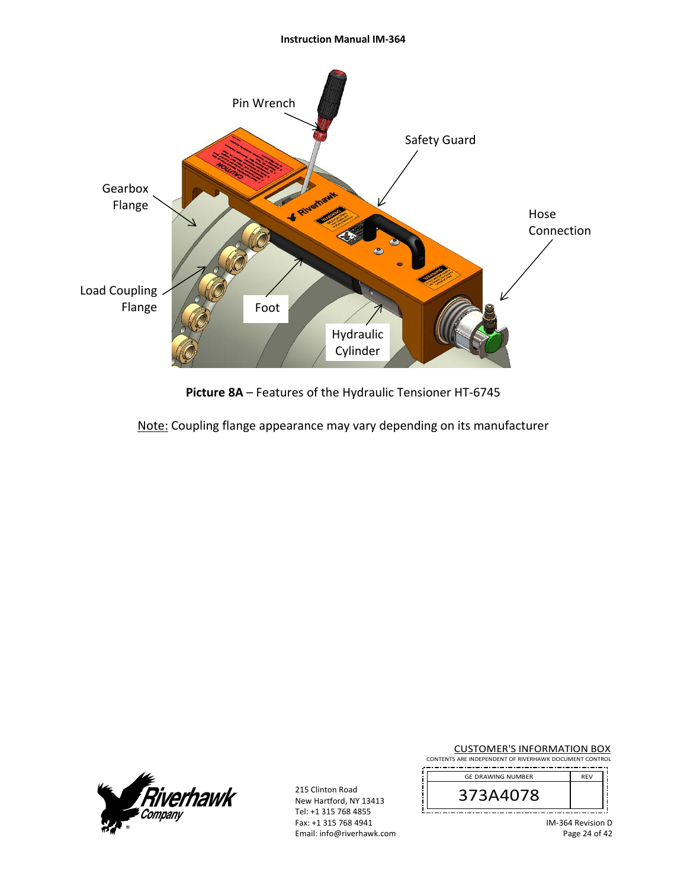Pin Wrench

Safety Guard

Gearbox Flange

Hose Connection

Load Coupling Flange

Foot

Hydraulic Cylinder

**Picture 8A** – Features of the Hydraulic Tensioner HT-6745

Note: Coupling flange appearance may vary depending on its manufacturer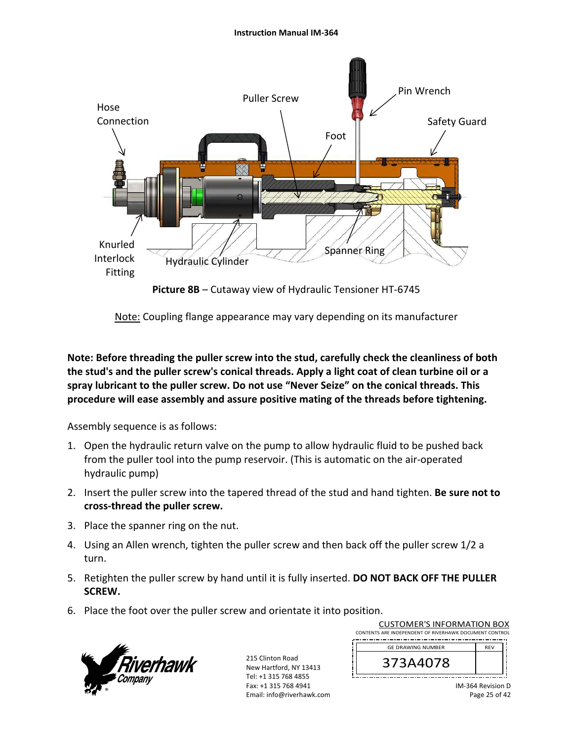**Picture 8B** – Cutaway view of Hydraulic Tensioner HT-6745

Note: Coupling flange appearance may vary depending on its manufacturer

**Note: Before threading the puller screw into the stud, carefully check the cleanliness of both the stud's and the puller screw's conical threads. Apply a light coat of clean turbine oil or a spray lubricant to the puller screw. Do not use "Never Seize" on the conical threads. This procedure will ease assembly and assure positive mating of the threads before tightening.**

Assembly sequence is as follows:

1. Open the hydraulic return valve on the pump to allow hydraulic fluid to be pushed back from the puller tool into the pump reservoir. (This is automatic on the air-operated hydraulic pump)
2. Insert the puller screw into the tapered thread of the stud and hand tighten. **Be sure not to cross-thread the puller screw.**
3. Place the spanner ring on the nut.
4. Using an Allen wrench, tighten the puller screw and then back off the puller screw 1/2 a turn.
5. Retighten the puller screw by hand until it is fully inserted. **DO NOT BACK OFF THE PULLER SCREW.**
6. Place the foot over the puller screw and orientate it into position.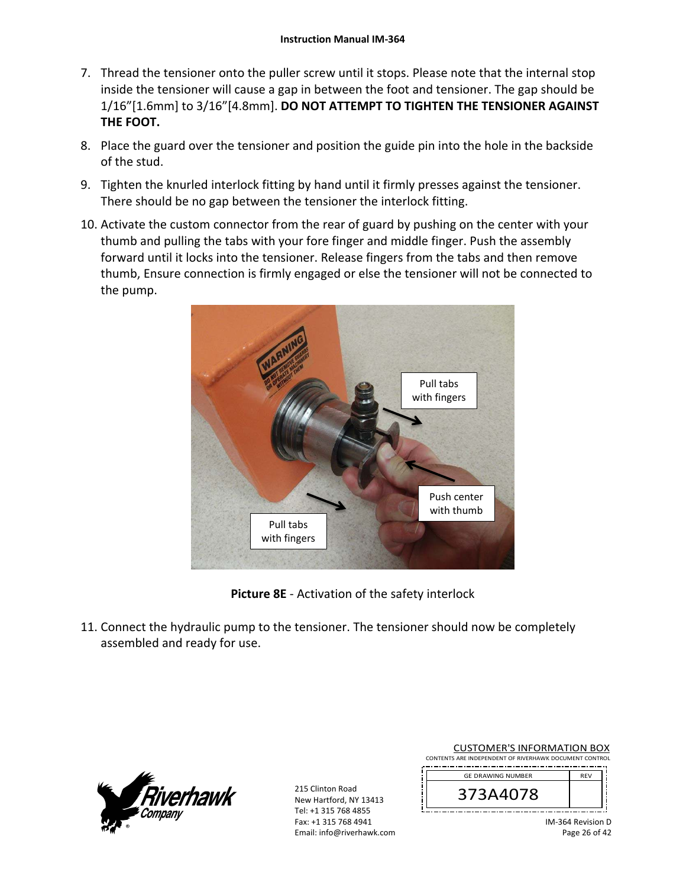7. Thread the tensioner onto the puller screw until it stops. Please note that the internal stop inside the tensioner will cause a gap in between the foot and tensioner. The gap should be 1/16"[1.6mm] to 3/16"[4.8mm]. **DO NOT ATTEMPT TO TIGHTEN THE TENSIONER AGAINST THE FOOT.**
8. Place the guard over the tensioner and position the guide pin into the hole in the backside of the stud.
9. Tighten the knurled interlock fitting by hand until it firmly presses against the tensioner. There should be no gap between the tensioner the interlock fitting.
10. Activate the custom connector from the rear of guard by pushing on the center with your thumb and pulling the tabs with your fore finger and middle finger. Push the assembly forward until it locks into the tensioner. Release fingers from the tabs and then remove thumb, Ensure connection is firmly engaged or else the tensioner will not be connected to the pump.

**Picture 8E** - Activation of the safety interlock

11. Connect the hydraulic pump to the tensioner. The tensioner should now be completely assembled and ready for use.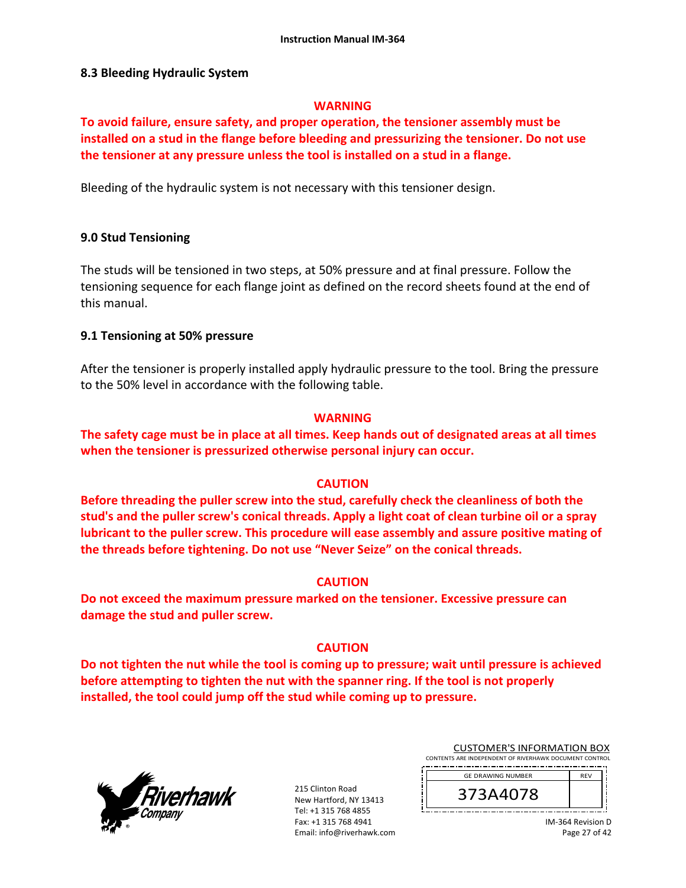## 8.3 Bleeding Hydraulic System

**WARNING**

**To avoid failure, ensure safety, and proper operation, the tensioner assembly must be installed on a stud in the flange before bleeding and pressurizing the tensioner. Do not use the tensioner at any pressure unless the tool is installed on a stud in a flange.**

Bleeding of the hydraulic system is not necessary with this tensioner design.

## 9.0 Stud Tensioning

The studs will be tensioned in two steps, at 50% pressure and at final pressure. Follow the tensioning sequence for each flange joint as defined on the record sheets found at the end of this manual.

### 9.1 Tensioning at 50% pressure

After the tensioner is properly installed apply hydraulic pressure to the tool. Bring the pressure to the 50% level in accordance with the following table.

**WARNING**

**The safety cage must be in place at all times. Keep hands out of designated areas at all times when the tensioner is pressurized otherwise personal injury can occur.**

**CAUTION**

**Before threading the puller screw into the stud, carefully check the cleanliness of both the stud's and the puller screw's conical threads. Apply a light coat of clean turbine oil or a spray lubricant to the puller screw. This procedure will ease assembly and assure positive mating of the threads before tightening. Do not use "Never Seize" on the conical threads.**

**CAUTION**

**Do not exceed the maximum pressure marked on the tensioner. Excessive pressure can damage the stud and puller screw.**

**CAUTION**

**Do not tighten the nut while the tool is coming up to pressure; wait until pressure is achieved before attempting to tighten the nut with the spanner ring. If the tool is not properly installed, the tool could jump off the stud while coming up to pressure.**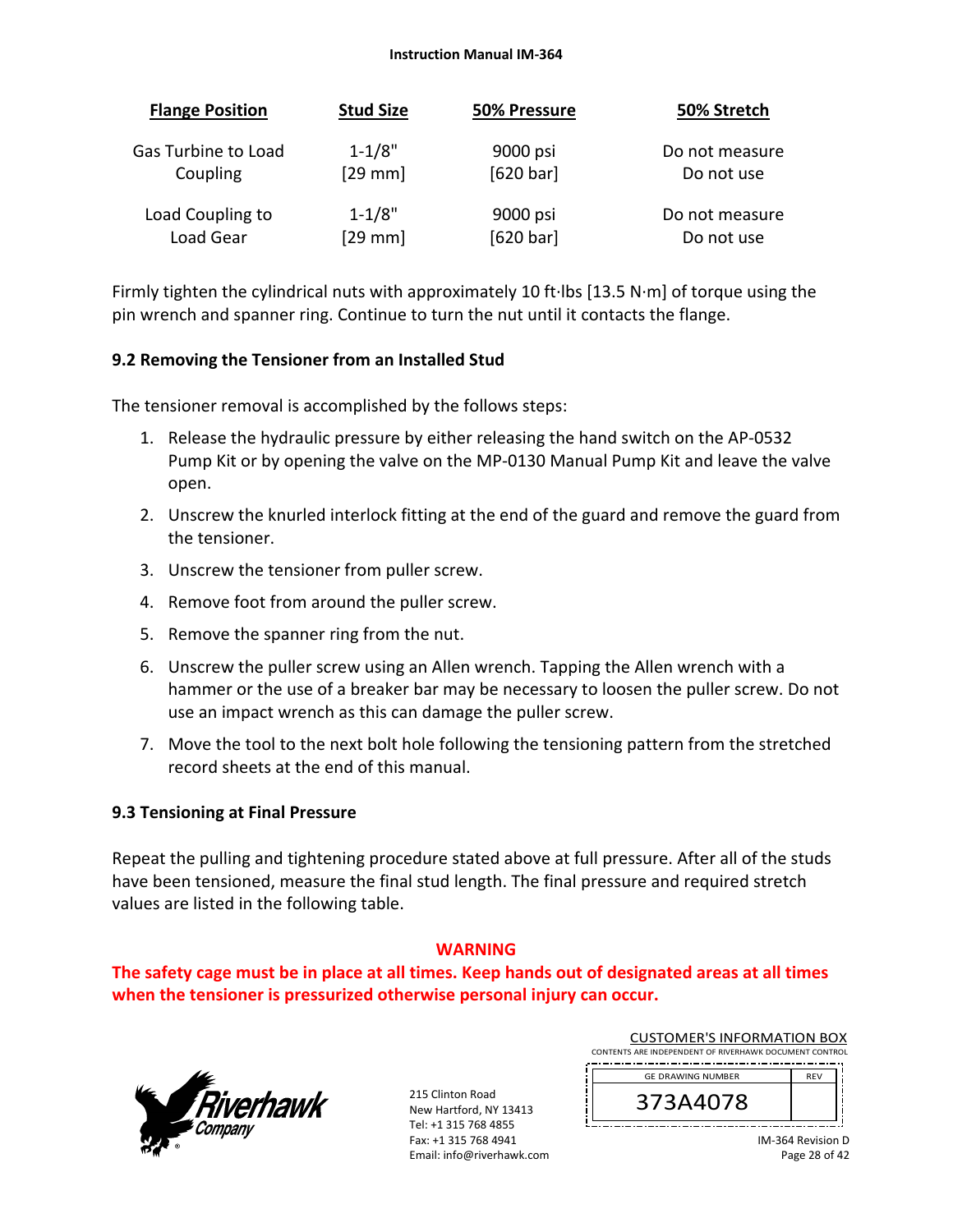| Flange Position | Stud Size | 50% Pressure | 50% Stretch |
|---|---|---|---|
| Gas Turbine to Load Coupling | 1-1/8" [29 mm] | 9000 psi [620 bar] | Do not measure Do not use |
| Load Coupling to Load Gear | 1-1/8" [29 mm] | 9000 psi [620 bar] | Do not measure Do not use |

Firmly tighten the cylindrical nuts with approximately 10 ft·lbs [13.5 N·m] of torque using the pin wrench and spanner ring. Continue to turn the nut until it contacts the flange.

### 9.2 Removing the Tensioner from an Installed Stud

The tensioner removal is accomplished by the follows steps:

1. Release the hydraulic pressure by either releasing the hand switch on the AP-0532 Pump Kit or by opening the valve on the MP-0130 Manual Pump Kit and leave the valve open.
2. Unscrew the knurled interlock fitting at the end of the guard and remove the guard from the tensioner.
3. Unscrew the tensioner from puller screw.
4. Remove foot from around the puller screw.
5. Remove the spanner ring from the nut.
6. Unscrew the puller screw using an Allen wrench. Tapping the Allen wrench with a hammer or the use of a breaker bar may be necessary to loosen the puller screw. Do not use an impact wrench as this can damage the puller screw.
7. Move the tool to the next bolt hole following the tensioning pattern from the stretched record sheets at the end of this manual.

### 9.3 Tensioning at Final Pressure

Repeat the pulling and tightening procedure stated above at full pressure. After all of the studs have been tensioned, measure the final stud length. The final pressure and required stretch values are listed in the following table.

**WARNING**

**The safety cage must be in place at all times. Keep hands out of designated areas at all times when the tensioner is pressurized otherwise personal injury can occur.**

215 Clinton Road
New Hartford, NY 13413
Tel: +1 315 768 4855
Fax: +1 315 768 4941
Email: info@riverhawk.com

CUSTOMER'S INFORMATION BOX
CONTENTS ARE INDEPENDENT OF RIVERHAWK DOCUMENT CONTROL

| GE DRAWING NUMBER | REV |
|---|---|
| 373A4078 | |

IM-364 Revision D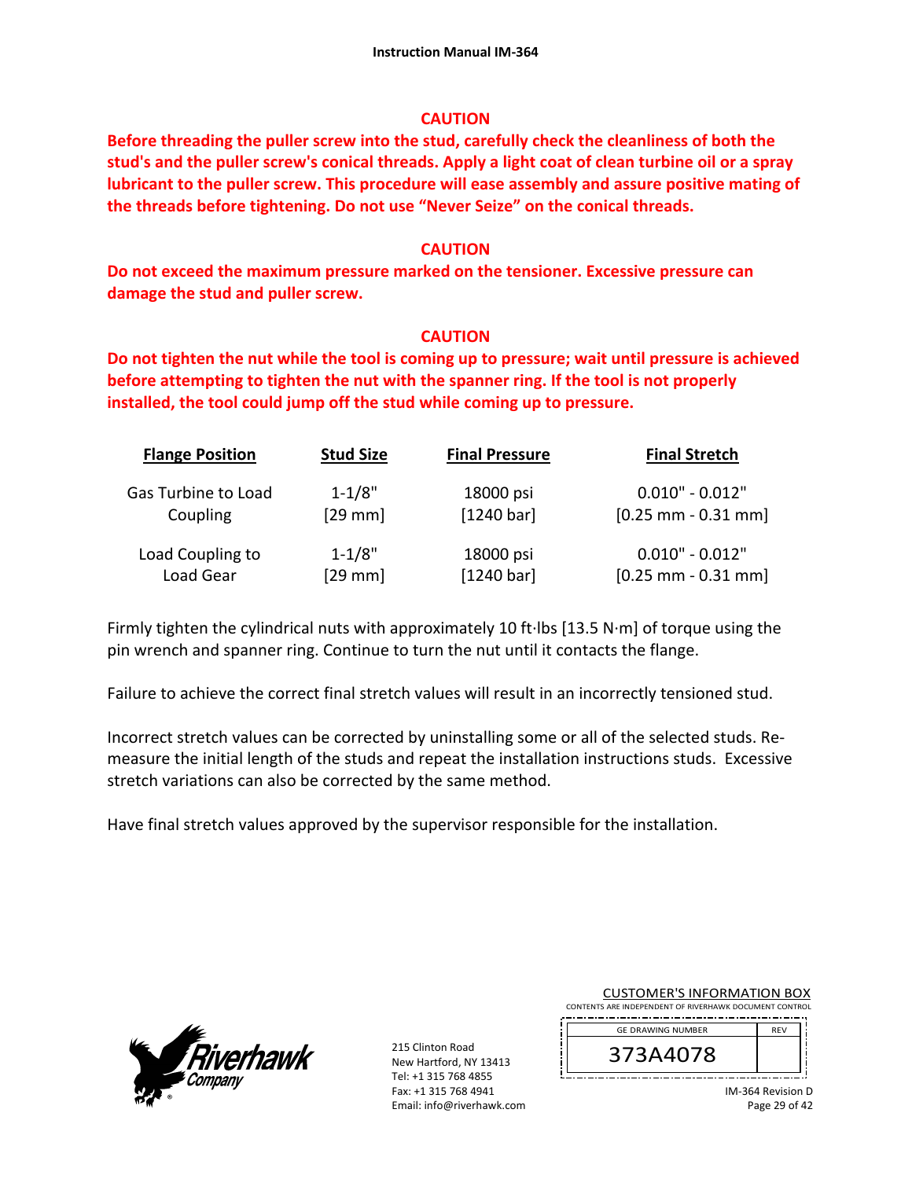**CAUTION**

**Before threading the puller screw into the stud, carefully check the cleanliness of both the stud's and the puller screw's conical threads. Apply a light coat of clean turbine oil or a spray lubricant to the puller screw. This procedure will ease assembly and assure positive mating of the threads before tightening. Do not use "Never Seize" on the conical threads.**

**CAUTION**

**Do not exceed the maximum pressure marked on the tensioner. Excessive pressure can damage the stud and puller screw.**

**CAUTION**

**Do not tighten the nut while the tool is coming up to pressure; wait until pressure is achieved before attempting to tighten the nut with the spanner ring. If the tool is not properly installed, the tool could jump off the stud while coming up to pressure.**

| Flange Position | Stud Size | Final Pressure | Final Stretch |
|---|---|---|---|
| Gas Turbine to Load Coupling | 1-1/8" [29 mm] | 18000 psi [1240 bar] | 0.010" - 0.012" [0.25 mm - 0.31 mm] |
| Load Coupling to Load Gear | 1-1/8" [29 mm] | 18000 psi [1240 bar] | 0.010" - 0.012" [0.25 mm - 0.31 mm] |

Firmly tighten the cylindrical nuts with approximately 10 ft·lbs [13.5 N·m] of torque using the pin wrench and spanner ring. Continue to turn the nut until it contacts the flange.

Failure to achieve the correct final stretch values will result in an incorrectly tensioned stud.

Incorrect stretch values can be corrected by uninstalling some or all of the selected studs. Re-measure the initial length of the studs and repeat the installation instructions studs. Excessive stretch variations can also be corrected by the same method.

Have final stretch values approved by the supervisor responsible for the installation.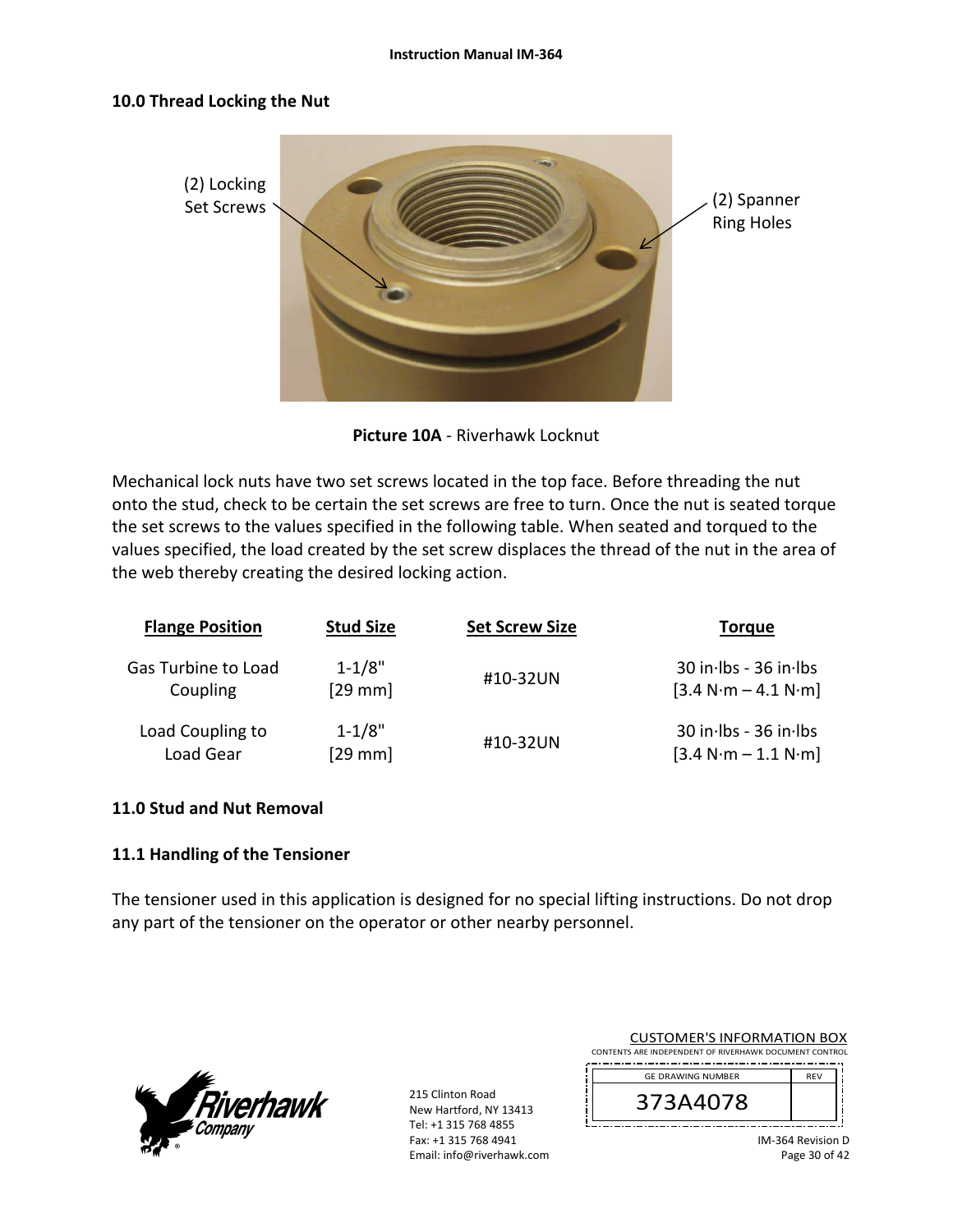## 10.0 Thread Locking the Nut

(2) Locking Set Screws

(2) Spanner Ring Holes

**Picture 10A** - Riverhawk Locknut

Mechanical lock nuts have two set screws located in the top face. Before threading the nut onto the stud, check to be certain the set screws are free to turn. Once the nut is seated torque the set screws to the values specified in the following table. When seated and torqued to the values specified, the load created by the set screw displaces the thread of the nut in the area of the web thereby creating the desired locking action.

| Flange Position | Stud Size | Set Screw Size | Torque |
|---|---|---|---|
| Gas Turbine to Load Coupling | 1-1/8" [29 mm] | #10-32UN | 30 in·lbs - 36 in·lbs [3.4 N·m – 4.1 N·m] |
| Load Coupling to Load Gear | 1-1/8" [29 mm] | #10-32UN | 30 in·lbs - 36 in·lbs [3.4 N·m – 1.1 N·m] |

## 11.0 Stud and Nut Removal

### 11.1 Handling of the Tensioner

The tensioner used in this application is designed for no special lifting instructions. Do not drop any part of the tensioner on the operator or other nearby personnel.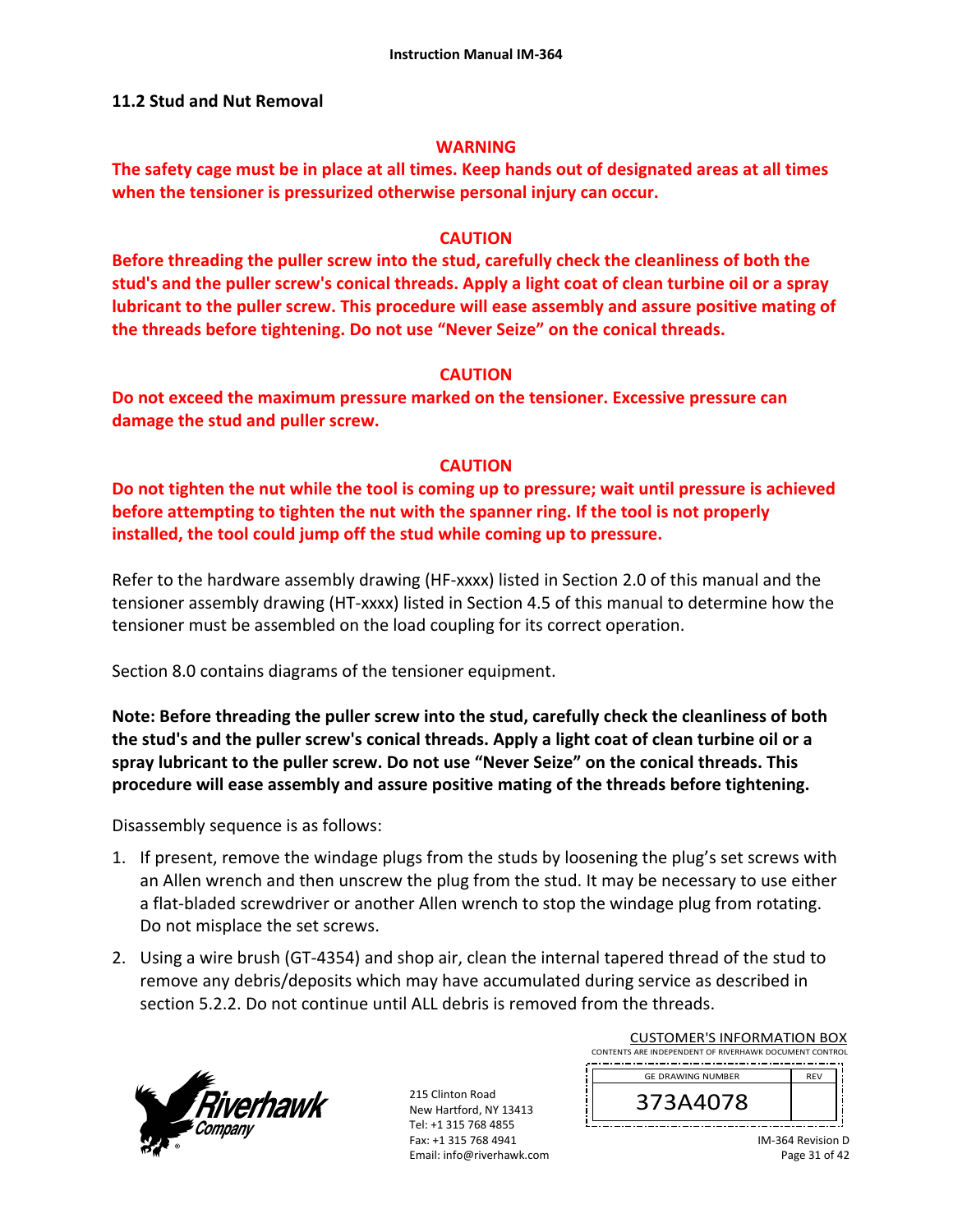## 11.2 Stud and Nut Removal

**WARNING**

**The safety cage must be in place at all times. Keep hands out of designated areas at all times when the tensioner is pressurized otherwise personal injury can occur.**

**CAUTION**

**Before threading the puller screw into the stud, carefully check the cleanliness of both the stud's and the puller screw's conical threads. Apply a light coat of clean turbine oil or a spray lubricant to the puller screw. This procedure will ease assembly and assure positive mating of the threads before tightening. Do not use "Never Seize" on the conical threads.**

**CAUTION**

**Do not exceed the maximum pressure marked on the tensioner. Excessive pressure can damage the stud and puller screw.**

**CAUTION**

**Do not tighten the nut while the tool is coming up to pressure; wait until pressure is achieved before attempting to tighten the nut with the spanner ring. If the tool is not properly installed, the tool could jump off the stud while coming up to pressure.**

Refer to the hardware assembly drawing (HF-xxxx) listed in Section 2.0 of this manual and the tensioner assembly drawing (HT-xxxx) listed in Section 4.5 of this manual to determine how the tensioner must be assembled on the load coupling for its correct operation.

Section 8.0 contains diagrams of the tensioner equipment.

**Note: Before threading the puller screw into the stud, carefully check the cleanliness of both the stud's and the puller screw's conical threads. Apply a light coat of clean turbine oil or a spray lubricant to the puller screw. Do not use "Never Seize" on the conical threads. This procedure will ease assembly and assure positive mating of the threads before tightening.**

Disassembly sequence is as follows:

1. If present, remove the windage plugs from the studs by loosening the plug's set screws with an Allen wrench and then unscrew the plug from the stud. It may be necessary to use either a flat-bladed screwdriver or another Allen wrench to stop the windage plug from rotating. Do not misplace the set screws.
2. Using a wire brush (GT-4354) and shop air, clean the internal tapered thread of the stud to remove any debris/deposits which may have accumulated during service as described in section 5.2.2. Do not continue until ALL debris is removed from the threads.

215 Clinton Road
New Hartford, NY 13413
Tel: +1 315 768 4855
Fax: +1 315 768 4941
Email: info@riverhawk.com

| GE DRAWING NUMBER | REV |
|---|---|
| 373A4078 | |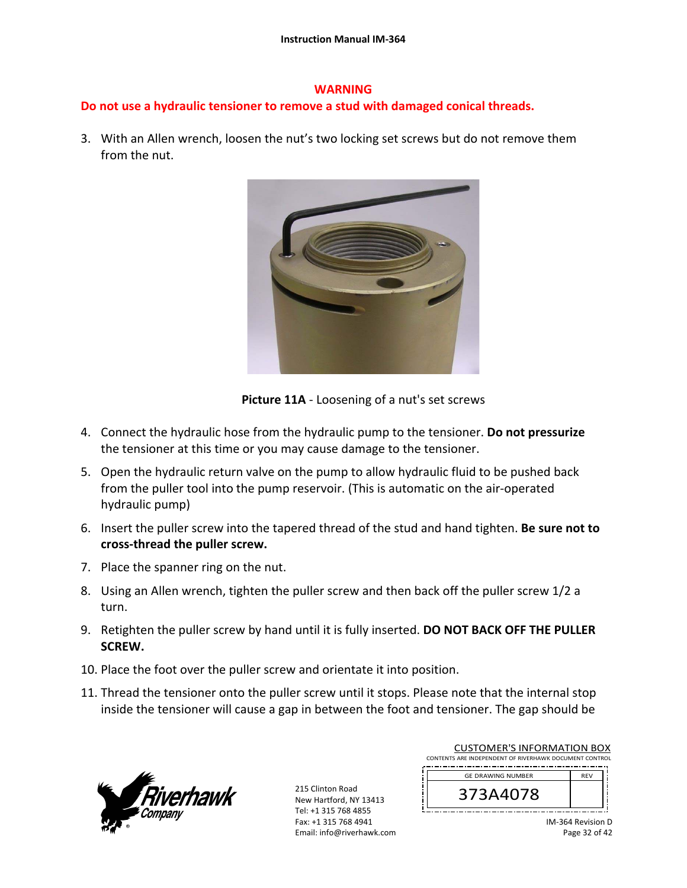**WARNING**

**Do not use a hydraulic tensioner to remove a stud with damaged conical threads.**

3. With an Allen wrench, loosen the nut's two locking set screws but do not remove them from the nut.

**Picture 11A** - Loosening of a nut's set screws

4. Connect the hydraulic hose from the hydraulic pump to the tensioner. **Do not pressurize** the tensioner at this time or you may cause damage to the tensioner.
5. Open the hydraulic return valve on the pump to allow hydraulic fluid to be pushed back from the puller tool into the pump reservoir. (This is automatic on the air-operated hydraulic pump)
6. Insert the puller screw into the tapered thread of the stud and hand tighten. **Be sure not to cross-thread the puller screw.**
7. Place the spanner ring on the nut.
8. Using an Allen wrench, tighten the puller screw and then back off the puller screw 1/2 a turn.
9. Retighten the puller screw by hand until it is fully inserted. **DO NOT BACK OFF THE PULLER SCREW.**
10. Place the foot over the puller screw and orientate it into position.
11. Thread the tensioner onto the puller screw until it stops. Please note that the internal stop inside the tensioner will cause a gap in between the foot and tensioner. The gap should be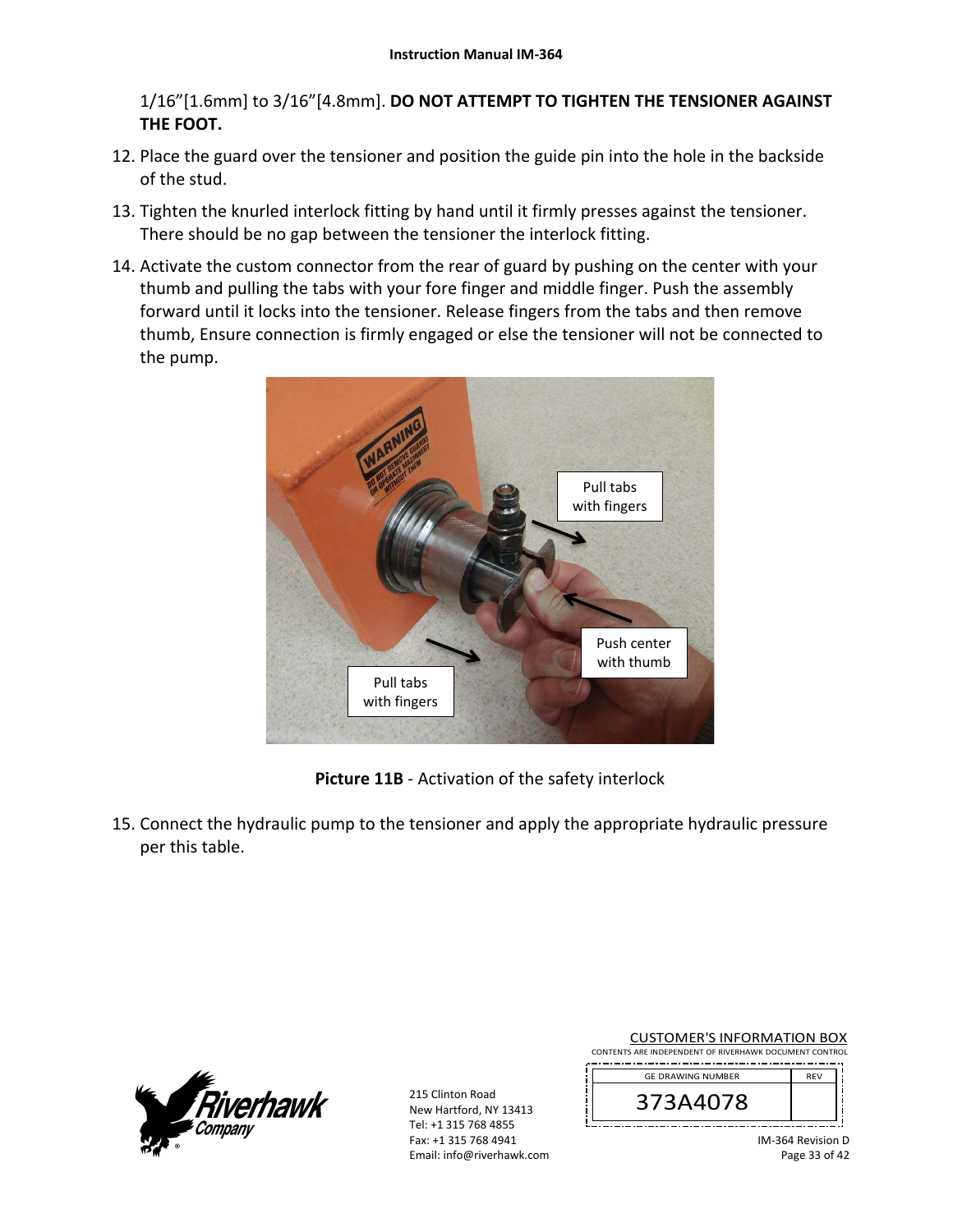1/16”[1.6mm] to 3/16”[4.8mm]. **DO NOT ATTEMPT TO TIGHTEN THE TENSIONER AGAINST THE FOOT.**

12. Place the guard over the tensioner and position the guide pin into the hole in the backside of the stud.
13. Tighten the knurled interlock fitting by hand until it firmly presses against the tensioner. There should be no gap between the tensioner the interlock fitting.
14. Activate the custom connector from the rear of guard by pushing on the center with your thumb and pulling the tabs with your fore finger and middle finger. Push the assembly forward until it locks into the tensioner. Release fingers from the tabs and then remove thumb, Ensure connection is firmly engaged or else the tensioner will not be connected to the pump.

**Picture 11B** - Activation of the safety interlock

15. Connect the hydraulic pump to the tensioner and apply the appropriate hydraulic pressure per this table.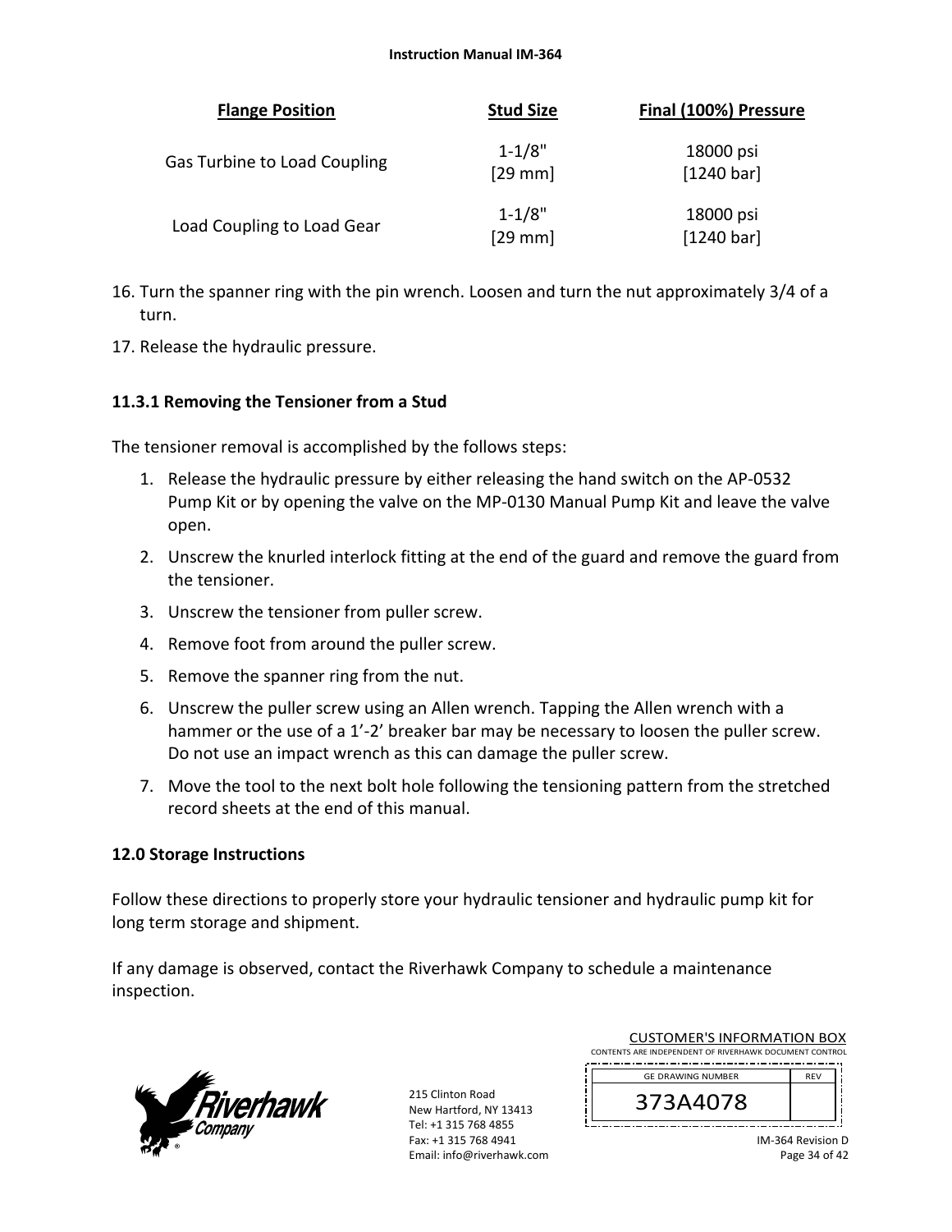| Flange Position | Stud Size | Final (100%) Pressure |
| --- | --- | --- |
| Gas Turbine to Load Coupling | 1-1/8" [29 mm] | 18000 psi [1240 bar] |
| Load Coupling to Load Gear | 1-1/8" [29 mm] | 18000 psi [1240 bar] |

16. Turn the spanner ring with the pin wrench. Loosen and turn the nut approximately 3/4 of a turn.
17. Release the hydraulic pressure.

### 11.3.1 Removing the Tensioner from a Stud

The tensioner removal is accomplished by the follows steps:

1. Release the hydraulic pressure by either releasing the hand switch on the AP-0532 Pump Kit or by opening the valve on the MP-0130 Manual Pump Kit and leave the valve open.
2. Unscrew the knurled interlock fitting at the end of the guard and remove the guard from the tensioner.
3. Unscrew the tensioner from puller screw.
4. Remove foot from around the puller screw.
5. Remove the spanner ring from the nut.
6. Unscrew the puller screw using an Allen wrench. Tapping the Allen wrench with a hammer or the use of a 1'-2' breaker bar may be necessary to loosen the puller screw. Do not use an impact wrench as this can damage the puller screw.
7. Move the tool to the next bolt hole following the tensioning pattern from the stretched record sheets at the end of this manual.

## 12.0 Storage Instructions

Follow these directions to properly store your hydraulic tensioner and hydraulic pump kit for long term storage and shipment.

If any damage is observed, contact the Riverhawk Company to schedule a maintenance inspection.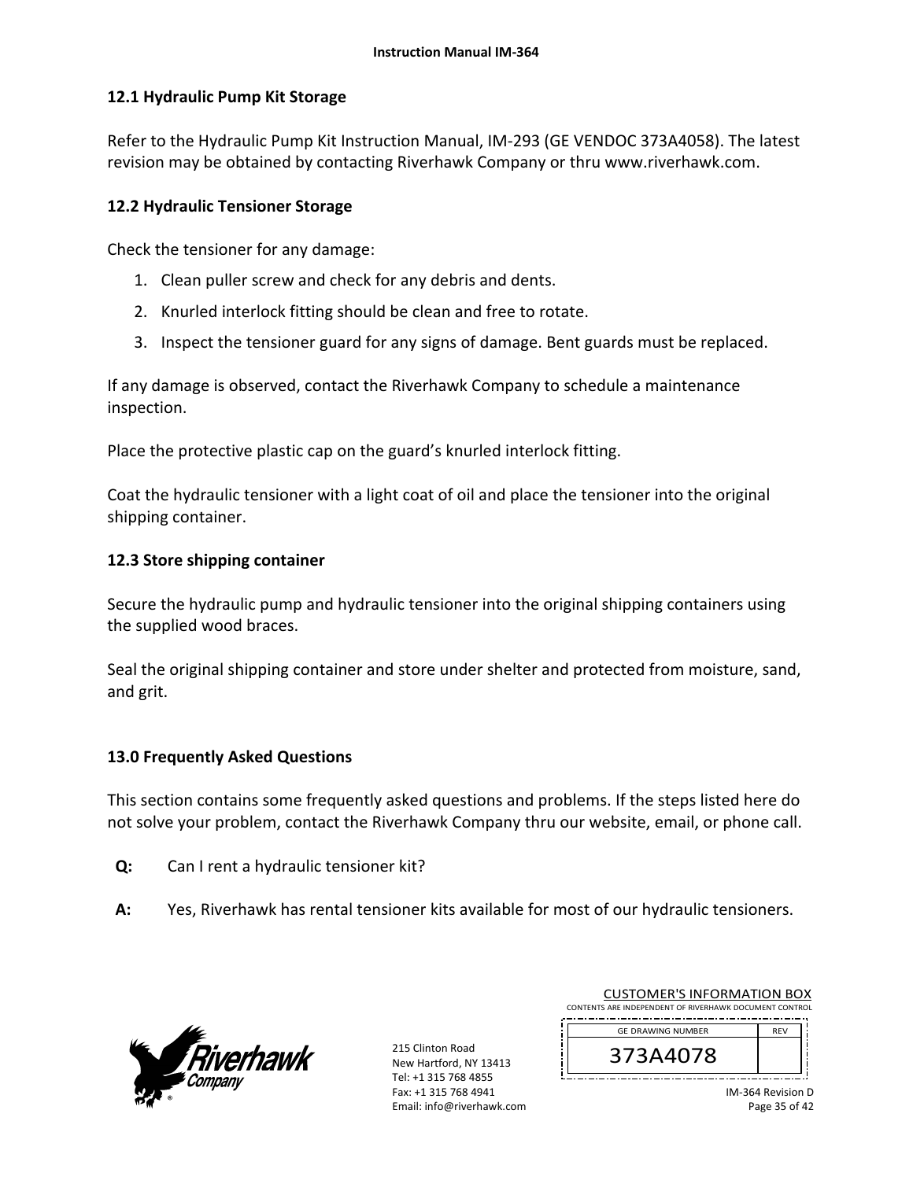### 12.1 Hydraulic Pump Kit Storage

Refer to the Hydraulic Pump Kit Instruction Manual, IM-293 (GE VENDOC 373A4058). The latest revision may be obtained by contacting Riverhawk Company or thru www.riverhawk.com.

### 12.2 Hydraulic Tensioner Storage

Check the tensioner for any damage:

1. Clean puller screw and check for any debris and dents.
2. Knurled interlock fitting should be clean and free to rotate.
3. Inspect the tensioner guard for any signs of damage. Bent guards must be replaced.

If any damage is observed, contact the Riverhawk Company to schedule a maintenance inspection.

Place the protective plastic cap on the guard's knurled interlock fitting.

Coat the hydraulic tensioner with a light coat of oil and place the tensioner into the original shipping container.

### 12.3 Store shipping container

Secure the hydraulic pump and hydraulic tensioner into the original shipping containers using the supplied wood braces.

Seal the original shipping container and store under shelter and protected from moisture, sand, and grit.

## 13.0 Frequently Asked Questions

This section contains some frequently asked questions and problems. If the steps listed here do not solve your problem, contact the Riverhawk Company thru our website, email, or phone call.

**Q:** Can I rent a hydraulic tensioner kit?

**A:** Yes, Riverhawk has rental tensioner kits available for most of our hydraulic tensioners.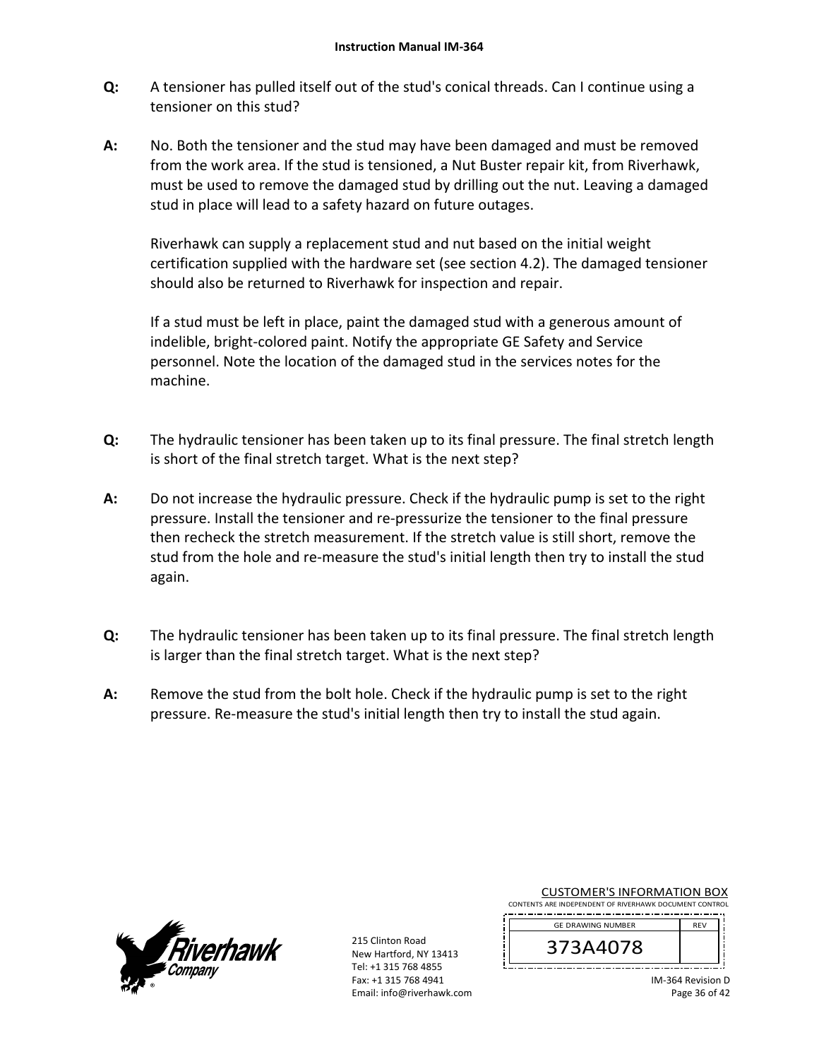**Q:** A tensioner has pulled itself out of the stud's conical threads. Can I continue using a tensioner on this stud?

**A:** No. Both the tensioner and the stud may have been damaged and must be removed from the work area. If the stud is tensioned, a Nut Buster repair kit, from Riverhawk, must be used to remove the damaged stud by drilling out the nut. Leaving a damaged stud in place will lead to a safety hazard on future outages.

Riverhawk can supply a replacement stud and nut based on the initial weight certification supplied with the hardware set (see section 4.2). The damaged tensioner should also be returned to Riverhawk for inspection and repair.

If a stud must be left in place, paint the damaged stud with a generous amount of indelible, bright-colored paint. Notify the appropriate GE Safety and Service personnel. Note the location of the damaged stud in the services notes for the machine.

**Q:** The hydraulic tensioner has been taken up to its final pressure. The final stretch length is short of the final stretch target. What is the next step?

**A:** Do not increase the hydraulic pressure. Check if the hydraulic pump is set to the right pressure. Install the tensioner and re-pressurize the tensioner to the final pressure then recheck the stretch measurement. If the stretch value is still short, remove the stud from the hole and re-measure the stud's initial length then try to install the stud again.

**Q:** The hydraulic tensioner has been taken up to its final pressure. The final stretch length is larger than the final stretch target. What is the next step?

**A:** Remove the stud from the bolt hole. Check if the hydraulic pump is set to the right pressure. Re-measure the stud's initial length then try to install the stud again.

215 Clinton Road
New Hartford, NY 13413
Tel: +1 315 768 4855
Fax: +1 315 768 4941
Email: info@riverhawk.com

CUSTOMER'S INFORMATION BOX
CONTENTS ARE INDEPENDENT OF RIVERHAWK DOCUMENT CONTROL

| GE DRAWING NUMBER | REV |
| --- | --- |
| 373A4078 | |

IM-364 Revision D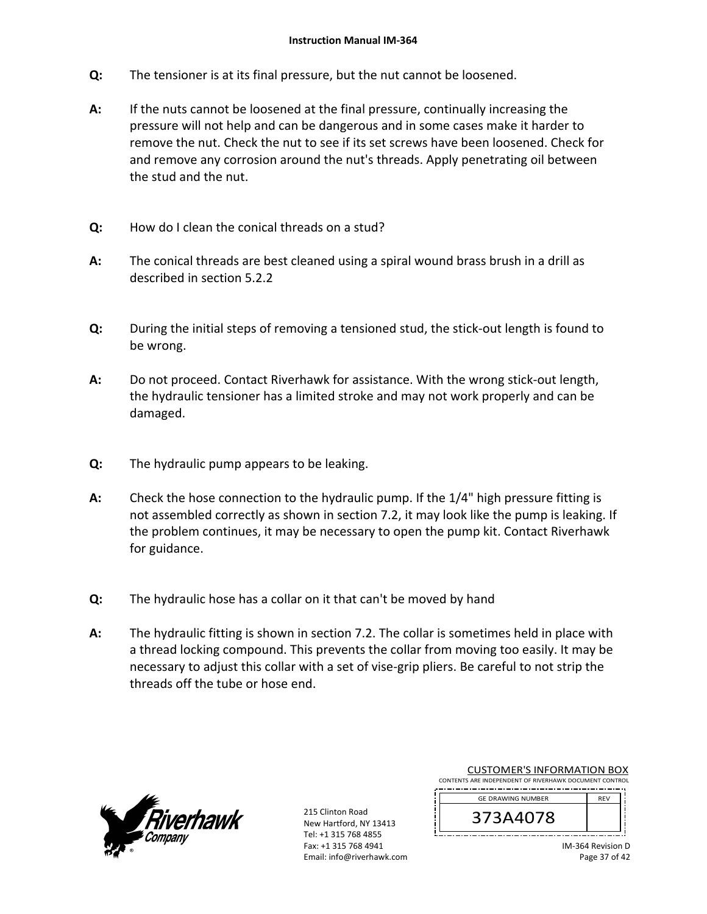**Q:** The tensioner is at its final pressure, but the nut cannot be loosened.

**A:** If the nuts cannot be loosened at the final pressure, continually increasing the pressure will not help and can be dangerous and in some cases make it harder to remove the nut. Check the nut to see if its set screws have been loosened. Check for and remove any corrosion around the nut's threads. Apply penetrating oil between the stud and the nut.

**Q:** How do I clean the conical threads on a stud?

**A:** The conical threads are best cleaned using a spiral wound brass brush in a drill as described in section 5.2.2

**Q:** During the initial steps of removing a tensioned stud, the stick-out length is found to be wrong.

**A:** Do not proceed. Contact Riverhawk for assistance. With the wrong stick-out length, the hydraulic tensioner has a limited stroke and may not work properly and can be damaged.

**Q:** The hydraulic pump appears to be leaking.

**A:** Check the hose connection to the hydraulic pump. If the 1/4" high pressure fitting is not assembled correctly as shown in section 7.2, it may look like the pump is leaking. If the problem continues, it may be necessary to open the pump kit. Contact Riverhawk for guidance.

**Q:** The hydraulic hose has a collar on it that can't be moved by hand

**A:** The hydraulic fitting is shown in section 7.2. The collar is sometimes held in place with a thread locking compound. This prevents the collar from moving too easily. It may be necessary to adjust this collar with a set of vise-grip pliers. Be careful to not strip the threads off the tube or hose end.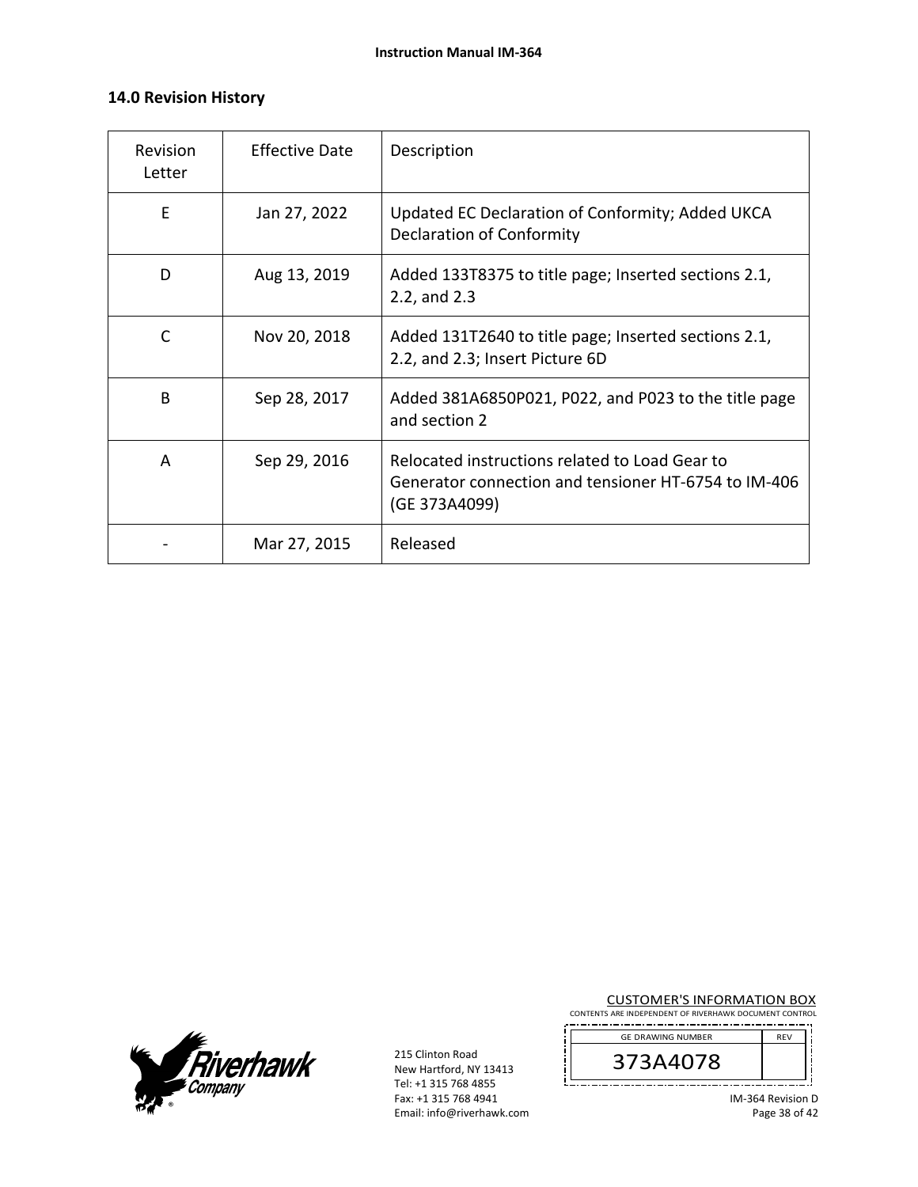## 14.0 Revision History

| Revision Letter | Effective Date | Description |
|---|---|---|
| E | Jan 27, 2022 | Updated EC Declaration of Conformity; Added UKCA Declaration of Conformity |
| D | Aug 13, 2019 | Added 133T8375 to title page; Inserted sections 2.1, 2.2, and 2.3 |
| C | Nov 20, 2018 | Added 131T2640 to title page; Inserted sections 2.1, 2.2, and 2.3; Insert Picture 6D |
| B | Sep 28, 2017 | Added 381A6850P021, P022, and P023 to the title page and section 2 |
| A | Sep 29, 2016 | Relocated instructions related to Load Gear to Generator connection and tensioner HT-6754 to IM-406 (GE 373A4099) |
| - | Mar 27, 2015 | Released |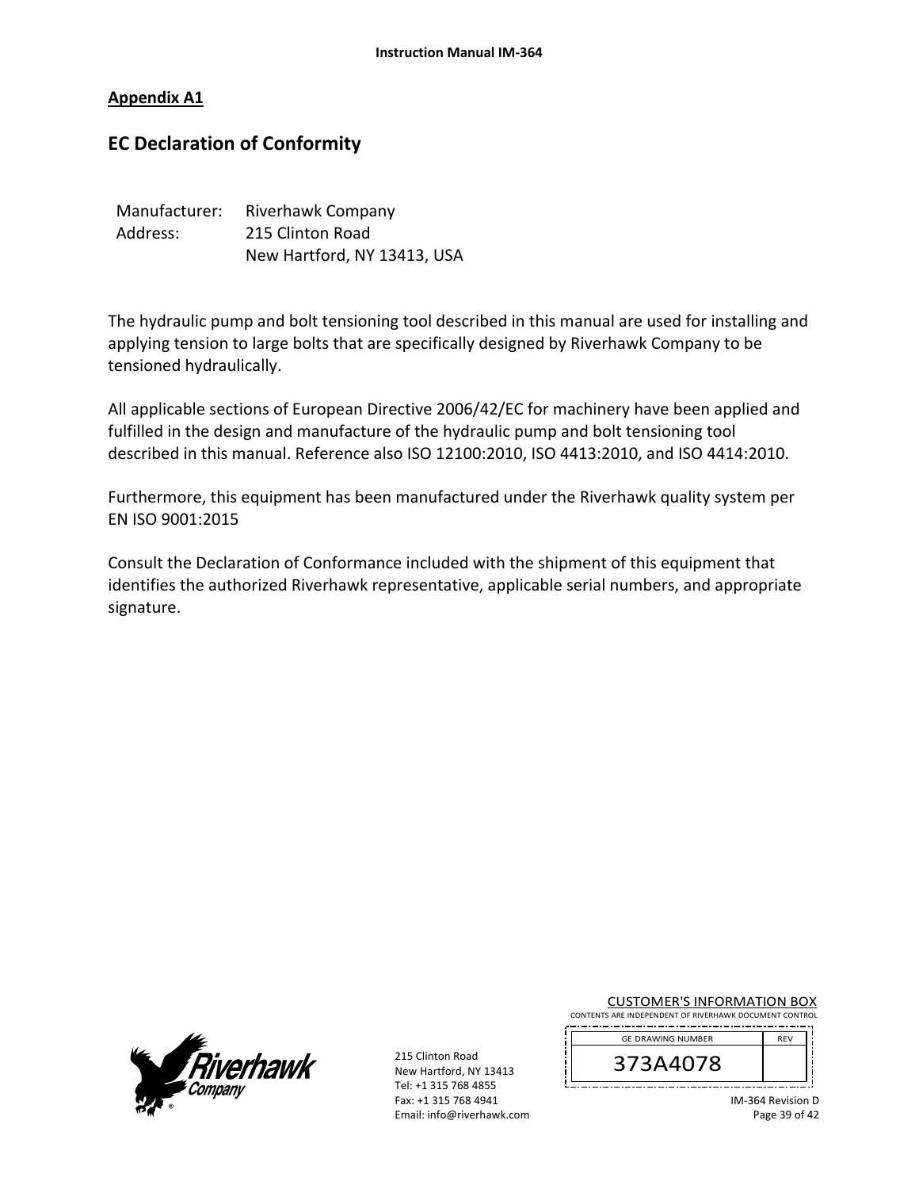**Appendix A1**

## EC Declaration of Conformity

| | |
|---|---|
| Manufacturer: | Riverhawk Company |
| Address: | 215 Clinton Road<br>New Hartford, NY 13413, USA |

The hydraulic pump and bolt tensioning tool described in this manual are used for installing and applying tension to large bolts that are specifically designed by Riverhawk Company to be tensioned hydraulically.

All applicable sections of European Directive 2006/42/EC for machinery have been applied and fulfilled in the design and manufacture of the hydraulic pump and bolt tensioning tool described in this manual. Reference also ISO 12100:2010, ISO 4413:2010, and ISO 4414:2010.

Furthermore, this equipment has been manufactured under the Riverhawk quality system per EN ISO 9001:2015

Consult the Declaration of Conformance included with the shipment of this equipment that identifies the authorized Riverhawk representative, applicable serial numbers, and appropriate signature.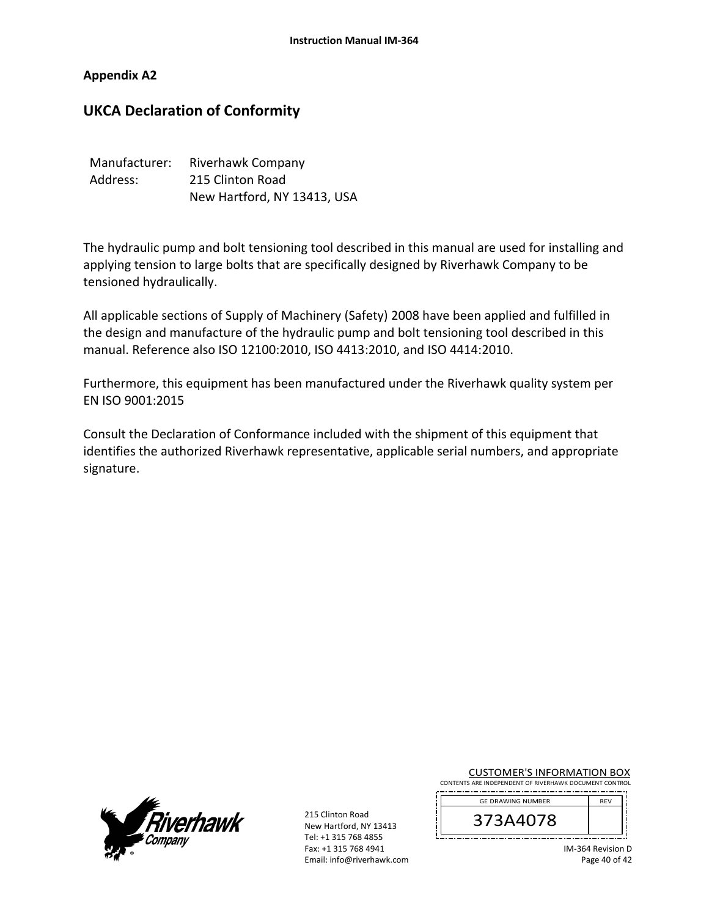Appendix A2

## UKCA Declaration of Conformity

Manufacturer: Riverhawk Company
Address: 215 Clinton Road
New Hartford, NY 13413, USA

The hydraulic pump and bolt tensioning tool described in this manual are used for installing and applying tension to large bolts that are specifically designed by Riverhawk Company to be tensioned hydraulically.

All applicable sections of Supply of Machinery (Safety) 2008 have been applied and fulfilled in the design and manufacture of the hydraulic pump and bolt tensioning tool described in this manual. Reference also ISO 12100:2010, ISO 4413:2010, and ISO 4414:2010.

Furthermore, this equipment has been manufactured under the Riverhawk quality system per EN ISO 9001:2015

Consult the Declaration of Conformance included with the shipment of this equipment that identifies the authorized Riverhawk representative, applicable serial numbers, and appropriate signature.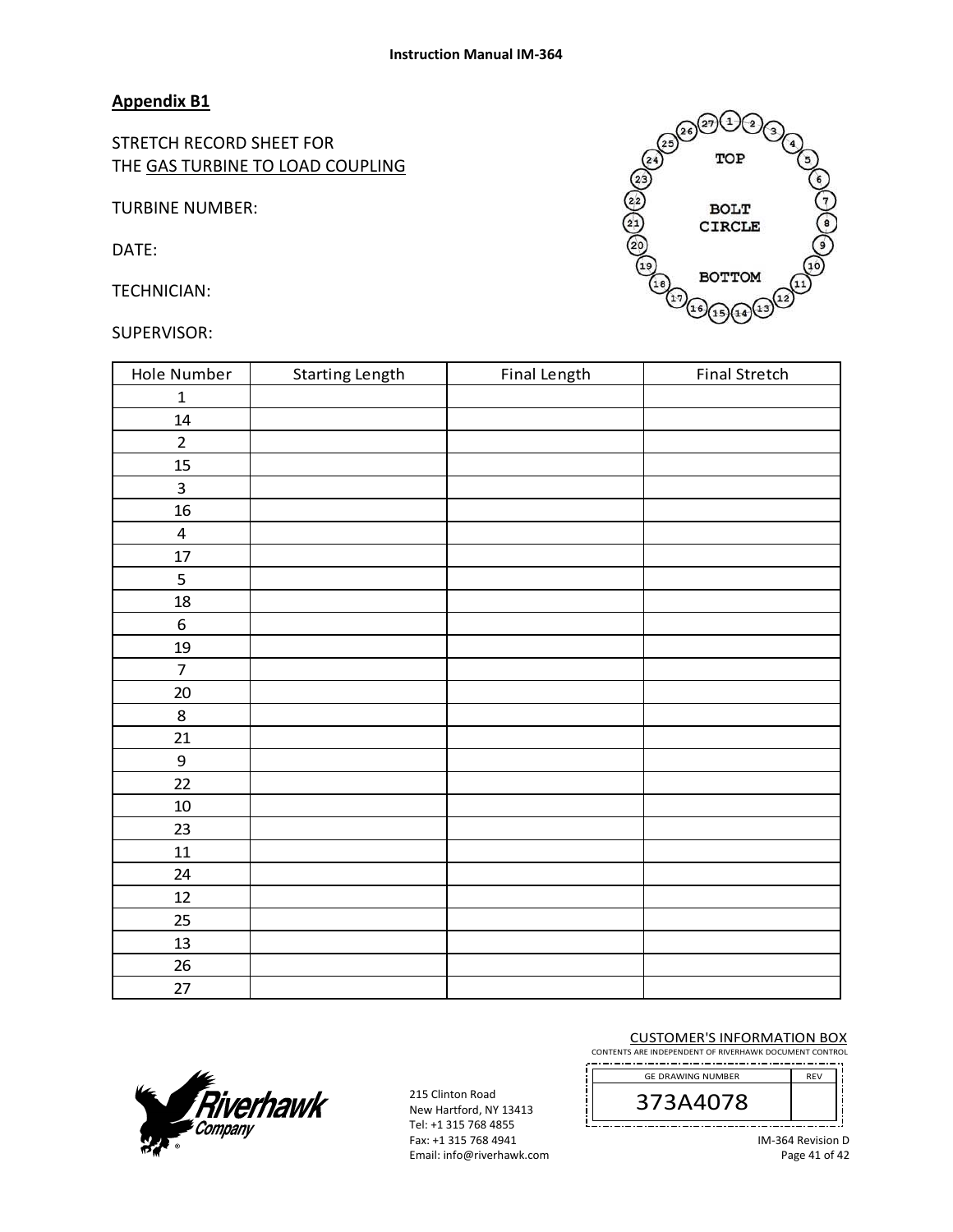## Appendix B1

STRETCH RECORD SHEET FOR
THE GAS TURBINE TO LOAD COUPLING

TURBINE NUMBER:

DATE:

TECHNICIAN:

SUPERVISOR:

| Hole Number | Starting Length | Final Length | Final Stretch |
|---|---|---|---|
| 1 | | | |
| 14 | | | |
| 2 | | | |
| 15 | | | |
| 3 | | | |
| 16 | | | |
| 4 | | | |
| 17 | | | |
| 5 | | | |
| 18 | | | |
| 6 | | | |
| 19 | | | |
| 7 | | | |
| 20 | | | |
| 8 | | | |
| 21 | | | |
| 9 | | | |
| 22 | | | |
| 10 | | | |
| 23 | | | |
| 11 | | | |
| 24 | | | |
| 12 | | | |
| 25 | | | |
| 13 | | | |
| 26 | | | |
| 27 | | | |

CUSTOMER'S INFORMATION BOX
CONTENTS ARE INDEPENDENT OF RIVERHAWK DOCUMENT CONTROL

| GE DRAWING NUMBER | REV |
|---|---|
| 373A4078 | |

215 Clinton Road
New Hartford, NY 13413
Tel: +1 315 768 4855
Fax: +1 315 768 4941
Email: info@riverhawk.com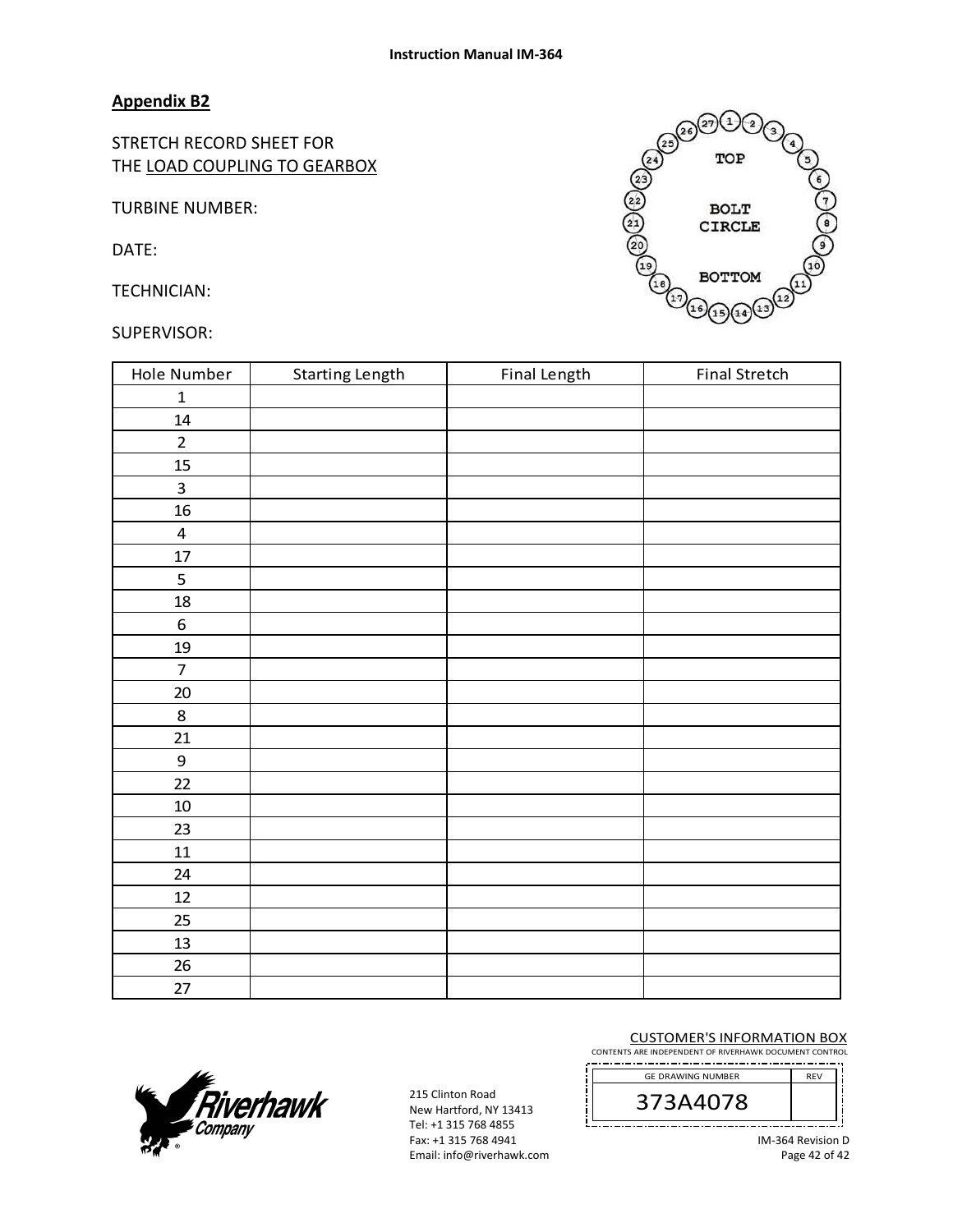## Appendix B2

STRETCH RECORD SHEET FOR
THE LOAD COUPLING TO GEARBOX

TURBINE NUMBER:

DATE:

TECHNICIAN:

SUPERVISOR:

TOP

BOLT CIRCLE

BOTTOM

1 2 3 4 5 6 7 8 9 10 11 12 13 14 15 16 17 18 19 20 21 22 23 24 25 26 27

| Hole Number | Starting Length | Final Length | Final Stretch |
|---|---|---|---|
| 1 | | | |
| 14 | | | |
| 2 | | | |
| 15 | | | |
| 3 | | | |
| 16 | | | |
| 4 | | | |
| 17 | | | |
| 5 | | | |
| 18 | | | |
| 6 | | | |
| 19 | | | |
| 7 | | | |
| 20 | | | |
| 8 | | | |
| 21 | | | |
| 9 | | | |
| 22 | | | |
| 10 | | | |
| 23 | | | |
| 11 | | | |
| 24 | | | |
| 12 | | | |
| 25 | | | |
| 13 | | | |
| 26 | | | |
| 27 | | | |

Riverhawk Company

215 Clinton Road
New Hartford, NY 13413
Tel: +1 315 768 4855
Fax: +1 315 768 4941
Email: info@riverhawk.com

CUSTOMER'S INFORMATION BOX
CONTENTS ARE INDEPENDENT OF RIVERHAWK DOCUMENT CONTROL

| GE DRAWING NUMBER | REV |
|---|---|
| 373A4078 | |

IM-364 Revision D